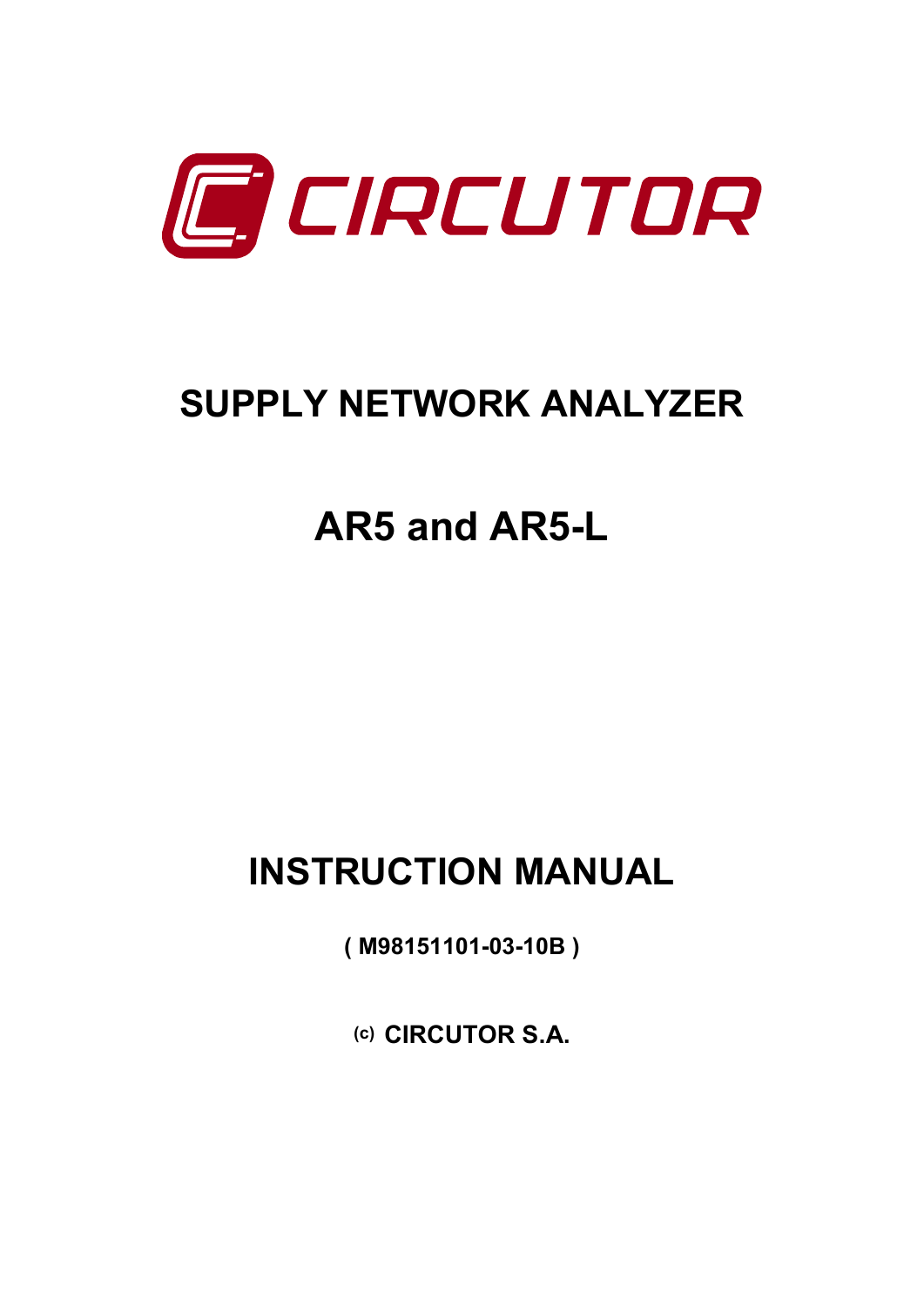CIRCUTOR

# SUPPLY NETWORK ANALYZER

# AR5 and AR5-L

# INSTRUCTION MANUAL

**( M98151101-03-10B )**

**(c) CIRCUTOR S.A.**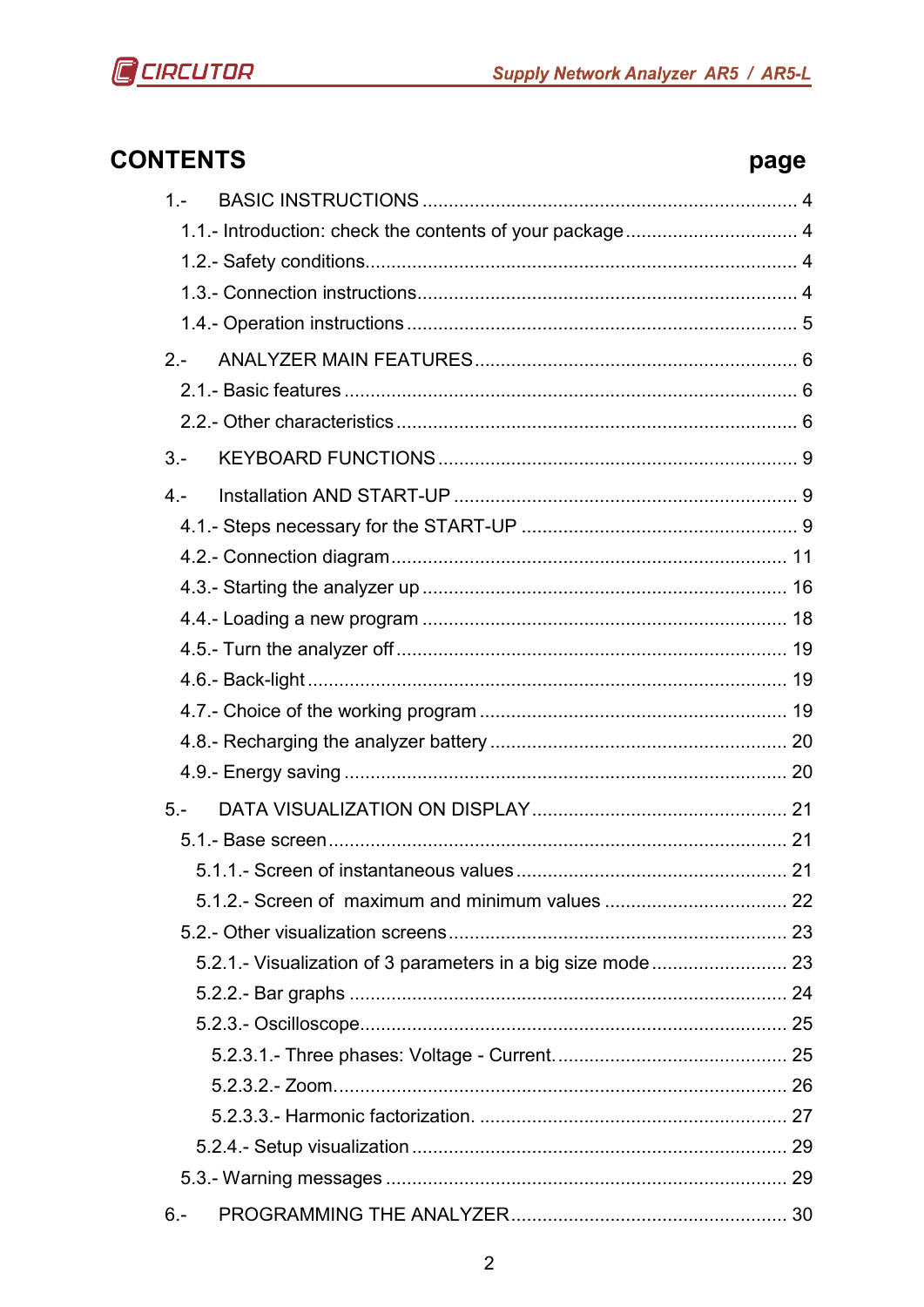# CONTENTS

| | page |
|---|---|
| 1.- BASIC INSTRUCTIONS | 4 |
| 1.1.- Introduction: check the contents of your package | 4 |
| 1.2.- Safety conditions | 4 |
| 1.3.- Connection instructions | 4 |
| 1.4.- Operation instructions | 5 |
| 2.- ANALYZER MAIN FEATURES | 6 |
| 2.1.- Basic features | 6 |
| 2.2.- Other characteristics | 6 |
| 3.- KEYBOARD FUNCTIONS | 9 |
| 4.- Installation AND START-UP | 9 |
| 4.1.- Steps necessary for the START-UP | 9 |
| 4.2.- Connection diagram | 11 |
| 4.3.- Starting the analyzer up | 16 |
| 4.4.- Loading a new program | 18 |
| 4.5.- Turn the analyzer off | 19 |
| 4.6.- Back-light | 19 |
| 4.7.- Choice of the working program | 19 |
| 4.8.- Recharging the analyzer battery | 20 |
| 4.9.- Energy saving | 20 |
| 5.- DATA VISUALIZATION ON DISPLAY | 21 |
| 5.1.- Base screen | 21 |
| 5.1.1.- Screen of instantaneous values | 21 |
| 5.1.2.- Screen of maximum and minimum values | 22 |
| 5.2.- Other visualization screens | 23 |
| 5.2.1.- Visualization of 3 parameters in a big size mode | 23 |
| 5.2.2.- Bar graphs | 24 |
| 5.2.3.- Oscilloscope | 25 |
| 5.2.3.1.- Three phases: Voltage - Current. | 25 |
| 5.2.3.2.- Zoom. | 26 |
| 5.2.3.3.- Harmonic factorization. | 27 |
| 5.2.4.- Setup visualization | 29 |
| 5.3.- Warning messages | 29 |
| 6.- PROGRAMMING THE ANALYZER | 30 |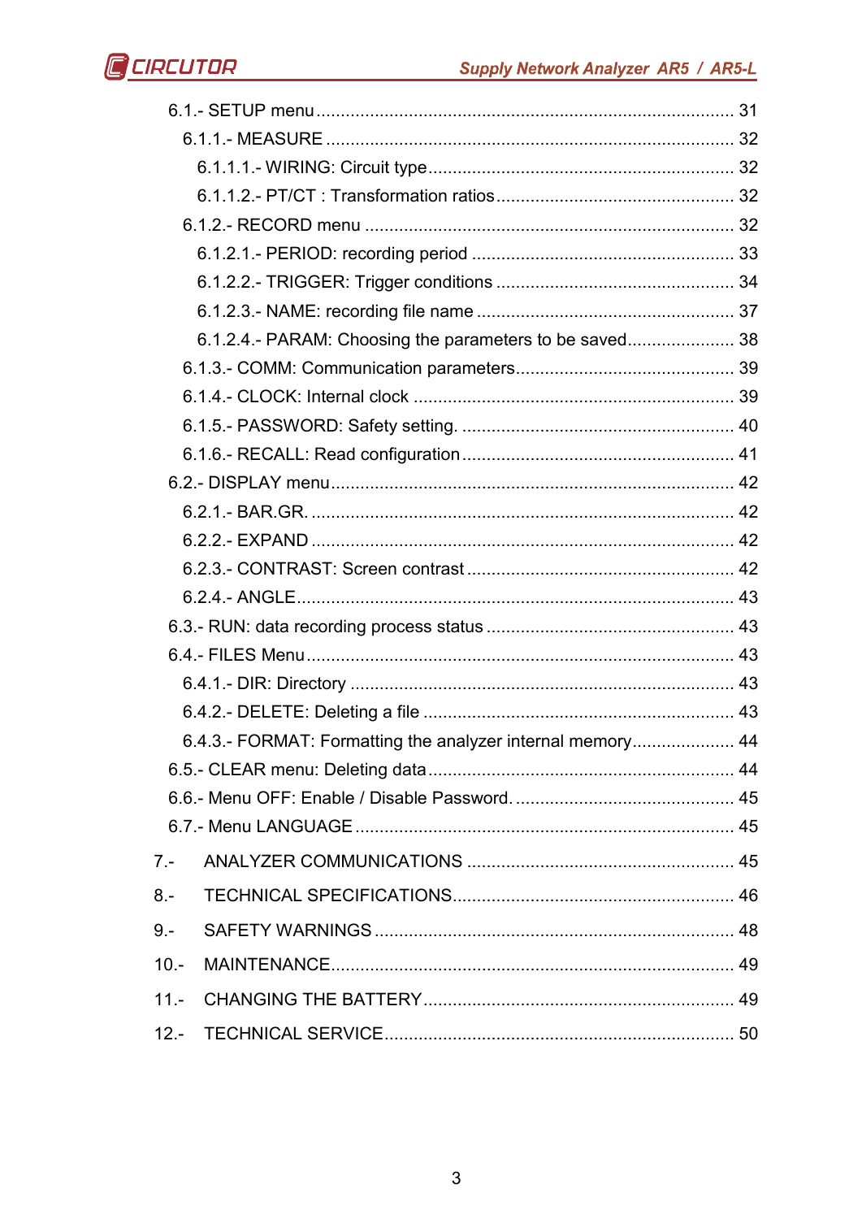6.1.- SETUP menu ..................................................................................... 31

6.1.1.- MEASURE .................................................................................... 32

6.1.1.1.- WIRING: Circuit type................................................................ 32

6.1.1.2.- PT/CT : Transformation ratios.................................................. 32

6.1.2.- RECORD menu ............................................................................ 32

6.1.2.1.- PERIOD: recording period ....................................................... 33

6.1.2.2.- TRIGGER: Trigger conditions .................................................. 34

6.1.2.3.- NAME: recording file name ...................................................... 37

6.1.2.4.- PARAM: Choosing the parameters to be saved...................... 38

6.1.3.- COMM: Communication parameters............................................. 39

6.1.4.- CLOCK: Internal clock .................................................................. 39

6.1.5.- PASSWORD: Safety setting. ........................................................ 40

6.1.6.- RECALL: Read configuration........................................................ 41

6.2.- DISPLAY menu.................................................................................. 42

6.2.1.- BAR.GR. ...................................................................................... 42

6.2.2.- EXPAND ....................................................................................... 42

6.2.3.- CONTRAST: Screen contrast ....................................................... 42

6.2.4.- ANGLE.......................................................................................... 43

6.3.- RUN: data recording process status .................................................. 43

6.4.- FILES Menu....................................................................................... 43

6.4.1.- DIR: Directory ............................................................................... 43

6.4.2.- DELETE: Deleting a file ................................................................ 43

6.4.3.- FORMAT: Formatting the analyzer internal memory..................... 44

6.5.- CLEAR menu: Deleting data............................................................... 44

6.6.- Menu OFF: Enable / Disable Password. ............................................. 45

6.7.- Menu LANGUAGE .............................................................................. 45

7.- ANALYZER COMMUNICATIONS ....................................................... 45

8.- TECHNICAL SPECIFICATIONS.......................................................... 46

9.- SAFETY WARNINGS .......................................................................... 48

10.- MAINTENANCE................................................................................... 49

11.- CHANGING THE BATTERY................................................................ 49

12.- TECHNICAL SERVICE........................................................................ 50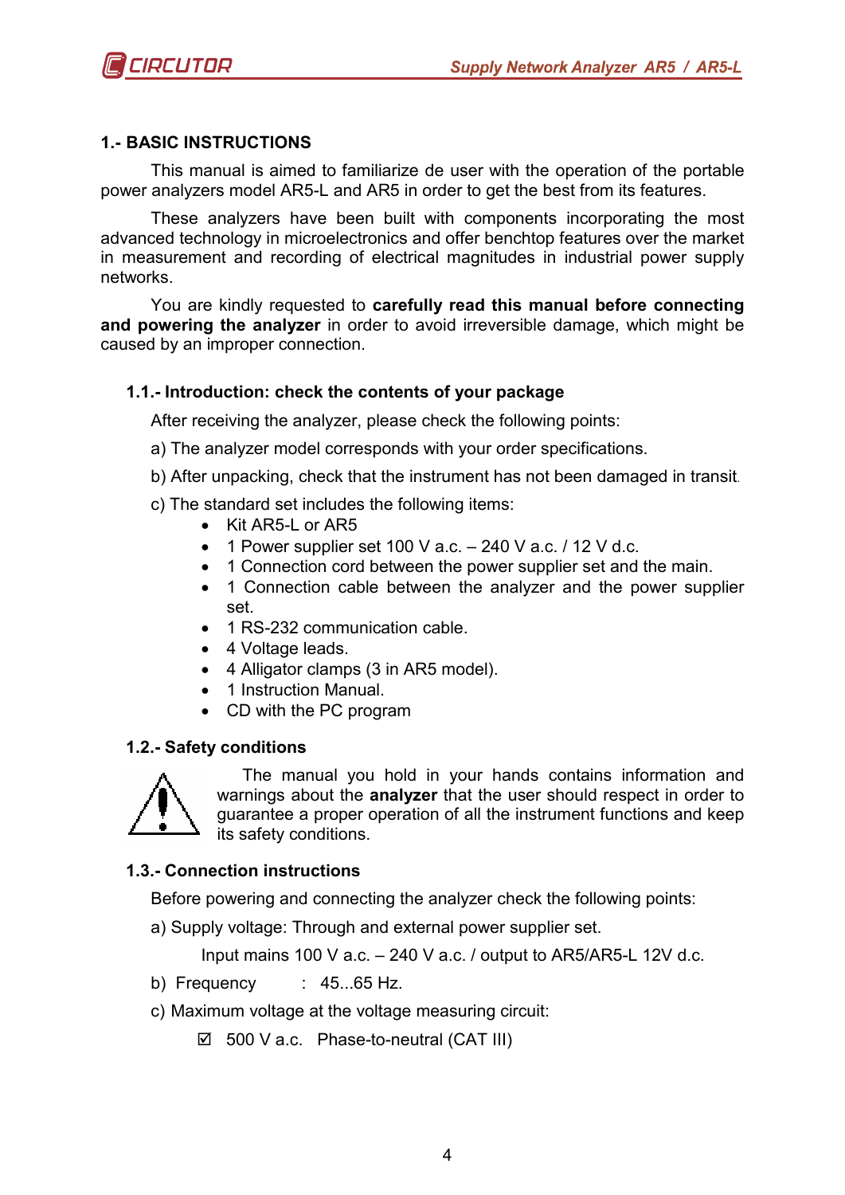## 1.- BASIC INSTRUCTIONS

This manual is aimed to familiarize de user with the operation of the portable power analyzers model AR5-L and AR5 in order to get the best from its features.

These analyzers have been built with components incorporating the most advanced technology in microelectronics and offer benchtop features over the market in measurement and recording of electrical magnitudes in industrial power supply networks.

You are kindly requested to **carefully read this manual before connecting and powering the analyzer** in order to avoid irreversible damage, which might be caused by an improper connection.

### 1.1.- Introduction: check the contents of your package

After receiving the analyzer, please check the following points:

a) The analyzer model corresponds with your order specifications.

b) After unpacking, check that the instrument has not been damaged in transit.

c) The standard set includes the following items:

- Kit AR5-L or AR5
- 1 Power supplier set 100 V a.c. – 240 V a.c. / 12 V d.c.
- 1 Connection cord between the power supplier set and the main.
- 1 Connection cable between the analyzer and the power supplier set.
- 1 RS-232 communication cable.
- 4 Voltage leads.
- 4 Alligator clamps (3 in AR5 model).
- 1 Instruction Manual.
- CD with the PC program

### 1.2.- Safety conditions

The manual you hold in your hands contains information and warnings about the **analyzer** that the user should respect in order to guarantee a proper operation of all the instrument functions and keep its safety conditions.

### 1.3.- Connection instructions

Before powering and connecting the analyzer check the following points:

a) Supply voltage: Through and external power supplier set.

Input mains 100 V a.c. – 240 V a.c. / output to AR5/AR5-L 12V d.c.

b) Frequency : 45...65 Hz.

c) Maximum voltage at the voltage measuring circuit:

☑ 500 V a.c. Phase-to-neutral (CAT III)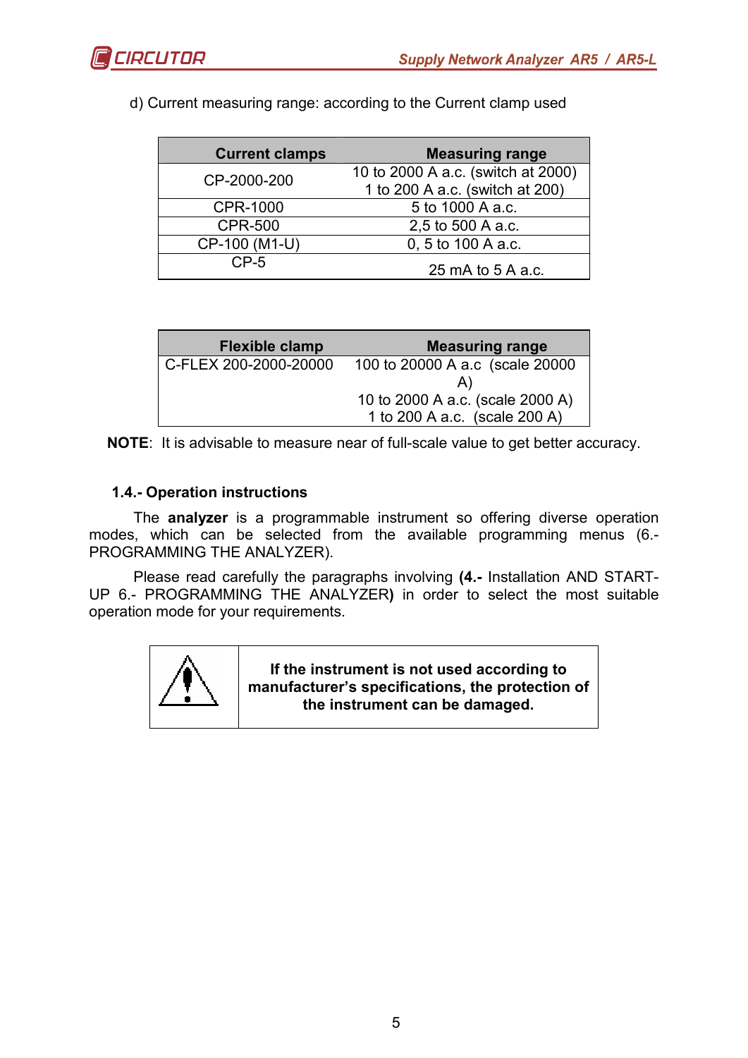d) Current measuring range: according to the Current clamp used

| Current clamps | Measuring range |
|---|---|
| CP-2000-200 | 10 to 2000 A a.c. (switch at 2000)<br>1 to 200 A a.c. (switch at 200) |
| CPR-1000 | 5 to 1000 A a.c. |
| CPR-500 | 2,5 to 500 A a.c. |
| CP-100 (M1-U) | 0, 5 to 100 A a.c. |
| CP-5 | 25 mA to 5 A a.c. |

| Flexible clamp | Measuring range |
|---|---|
| C-FLEX 200-2000-20000 | 100 to 20000 A a.c (scale 20000 A)<br>10 to 2000 A a.c. (scale 2000 A)<br>1 to 200 A a.c. (scale 200 A) |

**NOTE**: It is advisable to measure near of full-scale value to get better accuracy.

### 1.4.- Operation instructions

The **analyzer** is a programmable instrument so offering diverse operation modes, which can be selected from the available programming menus (6.- PROGRAMMING THE ANALYZER).

Please read carefully the paragraphs involving **(4.-** Installation AND START-UP 6.- PROGRAMMING THE ANALYZER**)** in order to select the most suitable operation mode for your requirements.

| ⚠ | **If the instrument is not used according to manufacturer's specifications, the protection of the instrument can be damaged.** |
|---|---|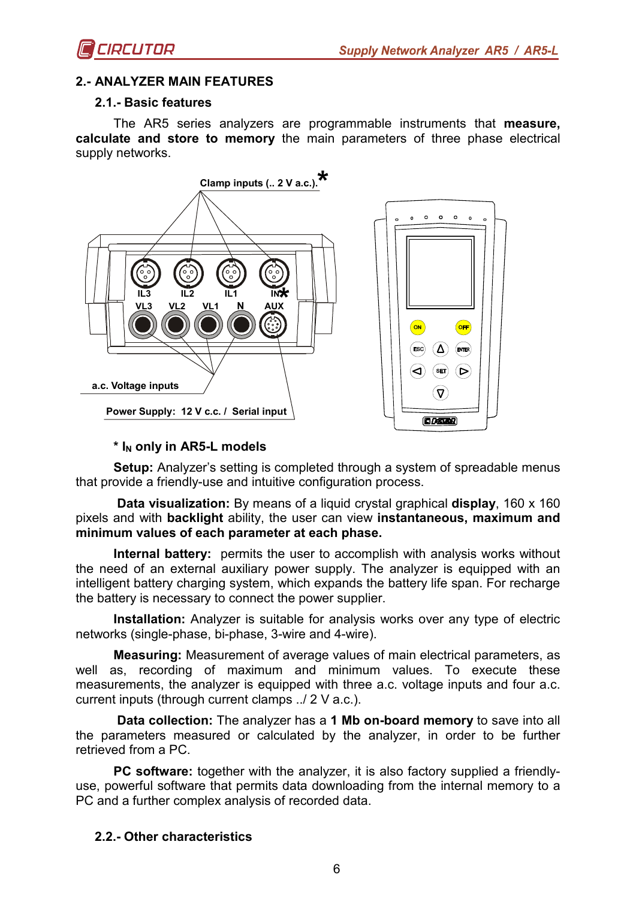## 2.- ANALYZER MAIN FEATURES

### 2.1.- Basic features

The AR5 series analyzers are programmable instruments that **measure, calculate and store to memory** the main parameters of three phase electrical supply networks.

Clamp inputs (.. 2 V a.c.).*

IL3 IL2 IL1 IN*

VL3 VL2 VL1 N AUX

a.c. Voltage inputs

Power Supply: 12 V c.c. / Serial input

**\* $I_N$ only in AR5-L models**

**Setup:** Analyzer's setting is completed through a system of spreadable menus that provide a friendly-use and intuitive configuration process.

**Data visualization:** By means of a liquid crystal graphical **display**, 160 x 160 pixels and with **backlight** ability, the user can view **instantaneous, maximum and minimum values of each parameter at each phase.**

**Internal battery:** permits the user to accomplish with analysis works without the need of an external auxiliary power supply. The analyzer is equipped with an intelligent battery charging system, which expands the battery life span. For recharge the battery is necessary to connect the power supplier.

**Installation:** Analyzer is suitable for analysis works over any type of electric networks (single-phase, bi-phase, 3-wire and 4-wire).

**Measuring:** Measurement of average values of main electrical parameters, as well as, recording of maximum and minimum values. To execute these measurements, the analyzer is equipped with three a.c. voltage inputs and four a.c. current inputs (through current clamps ../ 2 V a.c.).

**Data collection:** The analyzer has a **1 Mb on-board memory** to save into all the parameters measured or calculated by the analyzer, in order to be further retrieved from a PC.

**PC software:** together with the analyzer, it is also factory supplied a friendly-use, powerful software that permits data downloading from the internal memory to a PC and a further complex analysis of recorded data.

### 2.2.- Other characteristics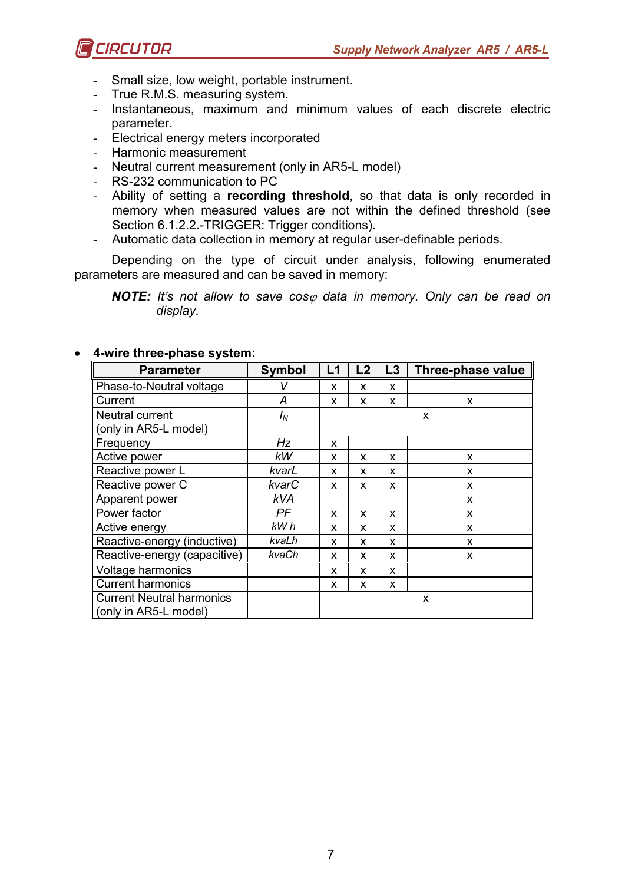- Small size, low weight, portable instrument.
- True R.M.S. measuring system.
- Instantaneous, maximum and minimum values of each discrete electric parameter**.**
- Electrical energy meters incorporated
- Harmonic measurement
- Neutral current measurement (only in AR5-L model)
- RS-232 communication to PC
- Ability of setting a **recording threshold**, so that data is only recorded in memory when measured values are not within the defined threshold (see Section 6.1.2.2.-TRIGGER: Trigger conditions).
- Automatic data collection in memory at regular user-definable periods.

Depending on the type of circuit under analysis, following enumerated parameters are measured and can be saved in memory:

> ***NOTE:*** *It's not allow to save cosφ data in memory. Only can be read on display.*

- **4-wire three-phase system:**

| Parameter | Symbol | L1 | L2 | L3 | Three-phase value |
|---|---|---|---|---|---|
| Phase-to-Neutral voltage | *V* | x | x | x | |
| Current | *A* | x | x | x | x |
| Neutral current (only in AR5-L model) | $I_N$ | | | x | |
| Frequency | *Hz* | x | | | |
| Active power | *kW* | x | x | x | x |
| Reactive power L | *kvarL* | x | x | x | x |
| Reactive power C | *kvarC* | x | x | x | x |
| Apparent power | *kVA* | | | | x |
| Power factor | *PF* | x | x | x | x |
| Active energy | *kW h* | x | x | x | x |
| Reactive-energy (inductive) | *kvaLh* | x | x | x | x |
| Reactive-energy (capacitive) | *kvaCh* | x | x | x | x |
| Voltage harmonics | | x | x | x | |
| Current harmonics | | x | x | x | |
| Current Neutral harmonics (only in AR5-L model) | | | | x | |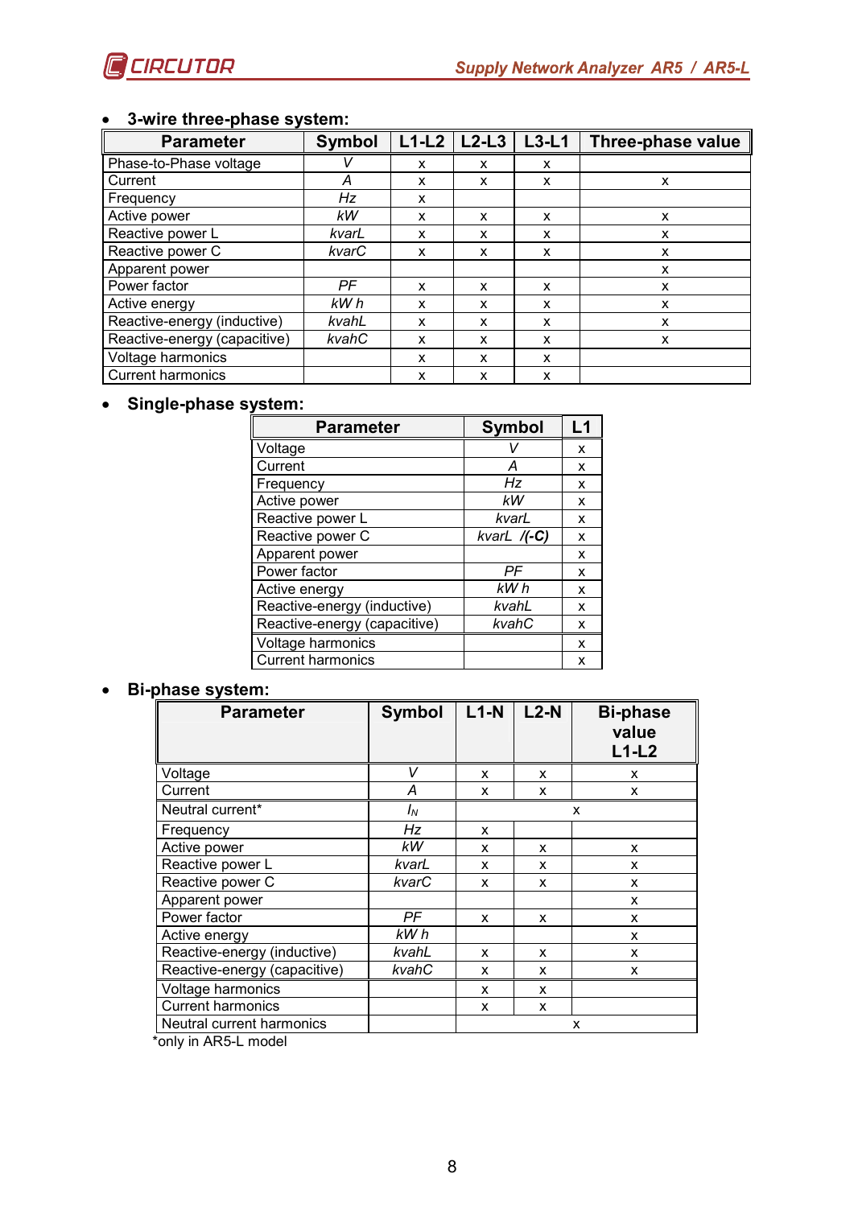- **3-wire three-phase system:**

| Parameter | Symbol | L1-L2 | L2-L3 | L3-L1 | Three-phase value |
|---|---|---|---|---|---|
| Phase-to-Phase voltage | *V* | x | x | x | |
| Current | *A* | x | x | x | x |
| Frequency | *Hz* | x | | | |
| Active power | *kW* | x | x | x | x |
| Reactive power L | *kvarL* | x | x | x | x |
| Reactive power C | *kvarC* | x | x | x | x |
| Apparent power | | | | | x |
| Power factor | *PF* | x | x | x | x |
| Active energy | *kW h* | x | x | x | x |
| Reactive-energy (inductive) | *kvahL* | x | x | x | x |
| Reactive-energy (capacitive) | *kvahC* | x | x | x | x |
| Voltage harmonics | | x | x | x | |
| Current harmonics | | x | x | x | |

- **Single-phase system:**

| Parameter | Symbol | L1 |
|---|---|---|
| Voltage | *V* | x |
| Current | *A* | x |
| Frequency | *Hz* | x |
| Active power | *kW* | x |
| Reactive power L | *kvarL* | x |
| Reactive power C | *kvarL* **/(-C)** | x |
| Apparent power | | x |
| Power factor | *PF* | x |
| Active energy | *kW h* | x |
| Reactive-energy (inductive) | *kvahL* | x |
| Reactive-energy (capacitive) | *kvahC* | x |
| Voltage harmonics | | x |
| Current harmonics | | x |

- **Bi-phase system:**

| Parameter | Symbol | L1-N | L2-N | Bi-phase value L1-L2 |
|---|---|---|---|---|
| Voltage | *V* | x | x | x |
| Current | *A* | x | x | x |
| Neutral current* | $I_N$ | | x | |
| Frequency | *Hz* | x | | |
| Active power | *kW* | x | x | x |
| Reactive power L | *kvarL* | x | x | x |
| Reactive power C | *kvarC* | x | x | x |
| Apparent power | | | | x |
| Power factor | *PF* | x | x | x |
| Active energy | *kW h* | | | x |
| Reactive-energy (inductive) | *kvahL* | x | x | x |
| Reactive-energy (capacitive) | *kvahC* | x | x | x |
| Voltage harmonics | | x | x | |
| Current harmonics | | x | x | |
| Neutral current harmonics | | | x | |

*only in AR5-L model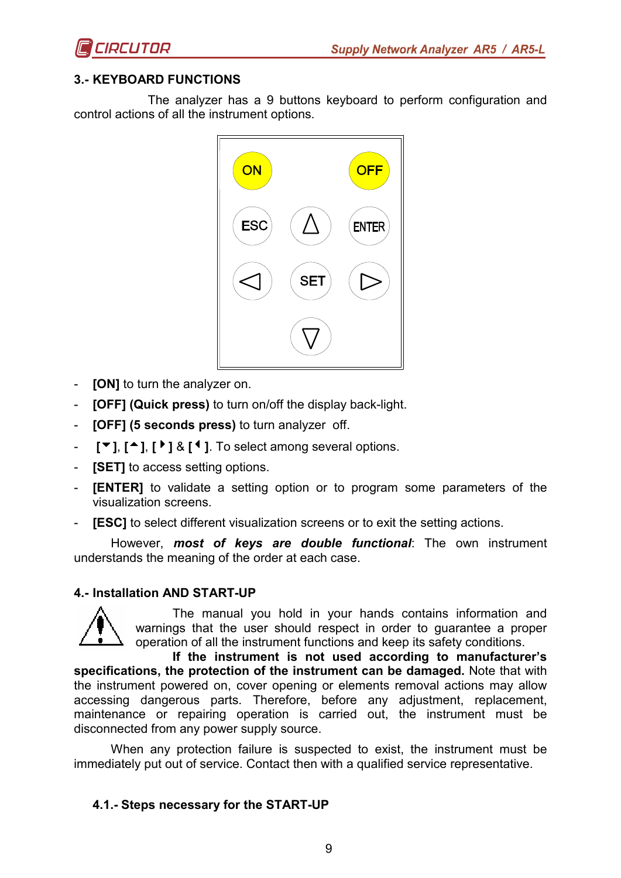## 3.- KEYBOARD FUNCTIONS

The analyzer has a 9 buttons keyboard to perform configuration and control actions of all the instrument options.

- **[ON]** to turn the analyzer on.
- **[OFF] (Quick press)** to turn on/off the display back-light.
- **[OFF] (5 seconds press)** to turn analyzer off.
- **[▼], [▲], [▶] & [◀]**. To select among several options.
- **[SET]** to access setting options.
- **[ENTER]** to validate a setting option or to program some parameters of the visualization screens.
- **[ESC]** to select different visualization screens or to exit the setting actions.

However, ***most of keys are double functional***: The own instrument understands the meaning of the order at each case.

## 4.- Installation AND START-UP

The manual you hold in your hands contains information and warnings that the user should respect in order to guarantee a proper operation of all the instrument functions and keep its safety conditions.

**If the instrument is not used according to manufacturer's specifications, the protection of the instrument can be damaged.** Note that with the instrument powered on, cover opening or elements removal actions may allow accessing dangerous parts. Therefore, before any adjustment, replacement, maintenance or repairing operation is carried out, the instrument must be disconnected from any power supply source.

When any protection failure is suspected to exist, the instrument must be immediately put out of service. Contact then with a qualified service representative.

### 4.1.- Steps necessary for the START-UP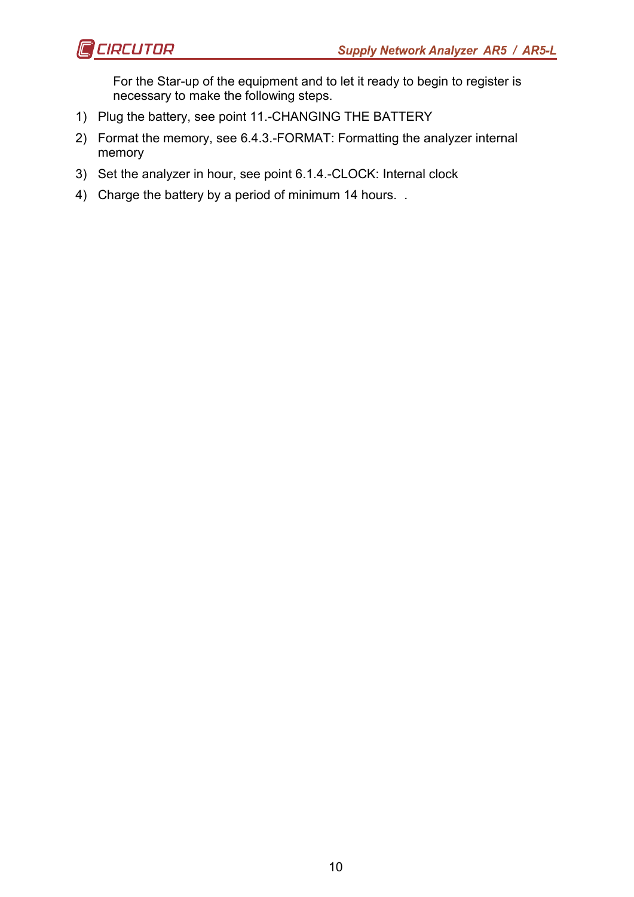For the Star-up of the equipment and to let it ready to begin to register is necessary to make the following steps.

1) Plug the battery, see point 11.-CHANGING THE BATTERY
2) Format the memory, see 6.4.3.-FORMAT: Formatting the analyzer internal memory
3) Set the analyzer in hour, see point 6.1.4.-CLOCK: Internal clock
4) Charge the battery by a period of minimum 14 hours. .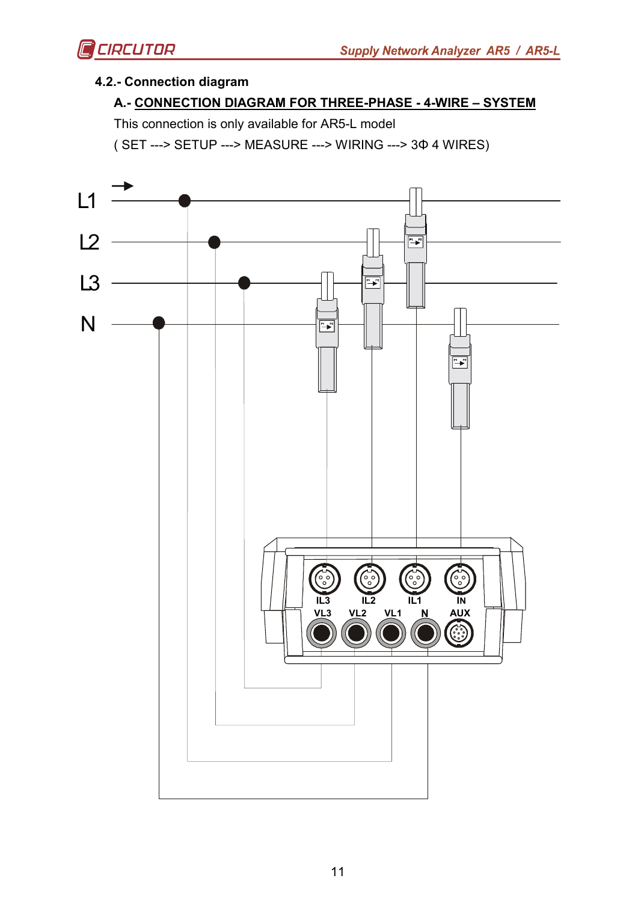## 4.2.- Connection diagram

### A.- CONNECTION DIAGRAM FOR THREE-PHASE - 4-WIRE – SYSTEM

This connection is only available for AR5-L model

( SET ---> SETUP ---> MEASURE ---> WIRING ---> 3Φ 4 WIRES)

L1

L2

L3

N

IL3 IL2 IL1 IN

VL3 VL2 VL1 N AUX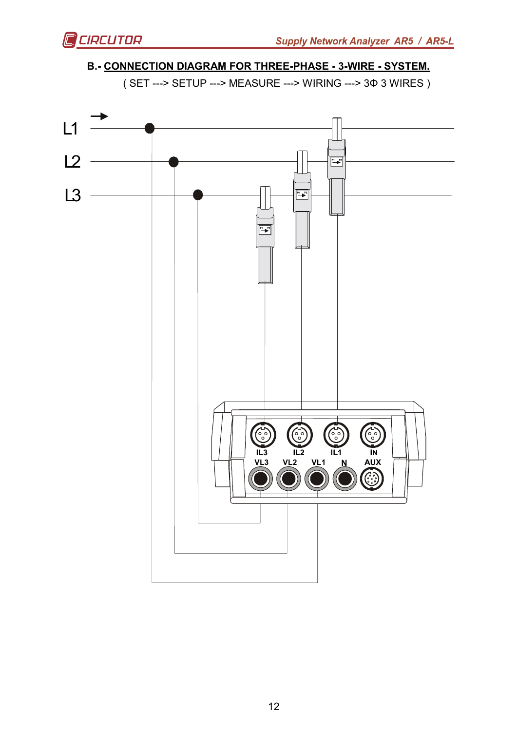## B.- CONNECTION DIAGRAM FOR THREE-PHASE - 3-WIRE - SYSTEM.

( SET ---> SETUP ---> MEASURE ---> WIRING ---> 3Φ 3 WIRES )

L1

L2

L3

IL3 IL2 IL1 IN

VL3 VL2 VL1 N AUX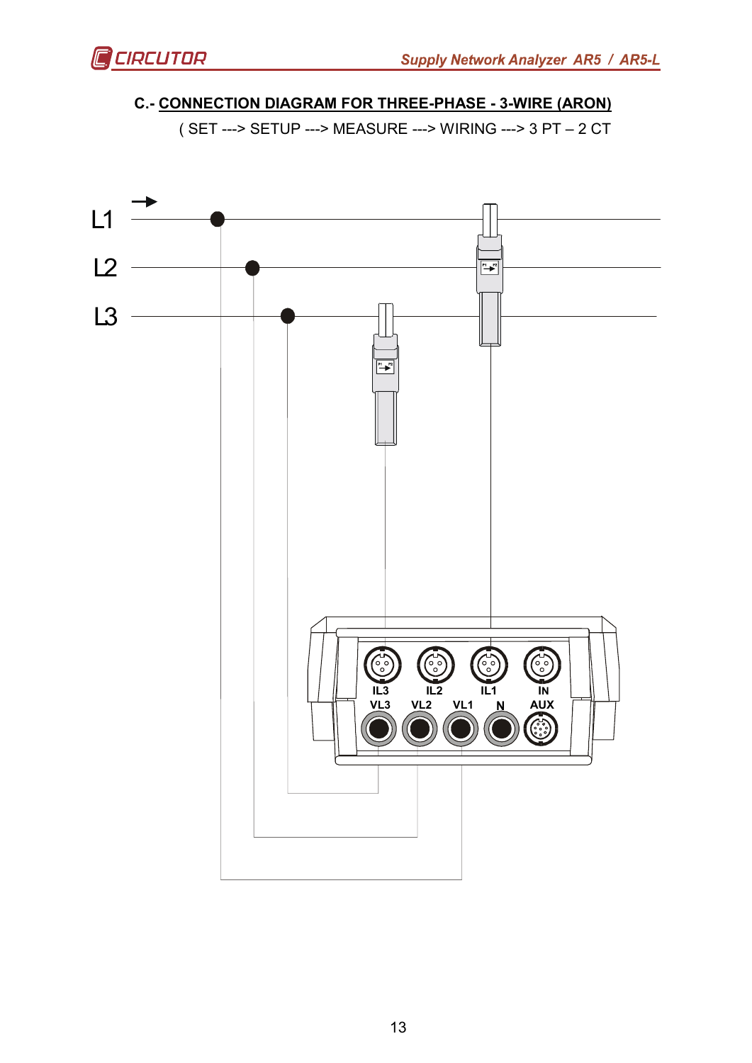## C.- CONNECTION DIAGRAM FOR THREE-PHASE - 3-WIRE (ARON)

( SET ---> SETUP ---> MEASURE ---> WIRING ---> 3 PT – 2 CT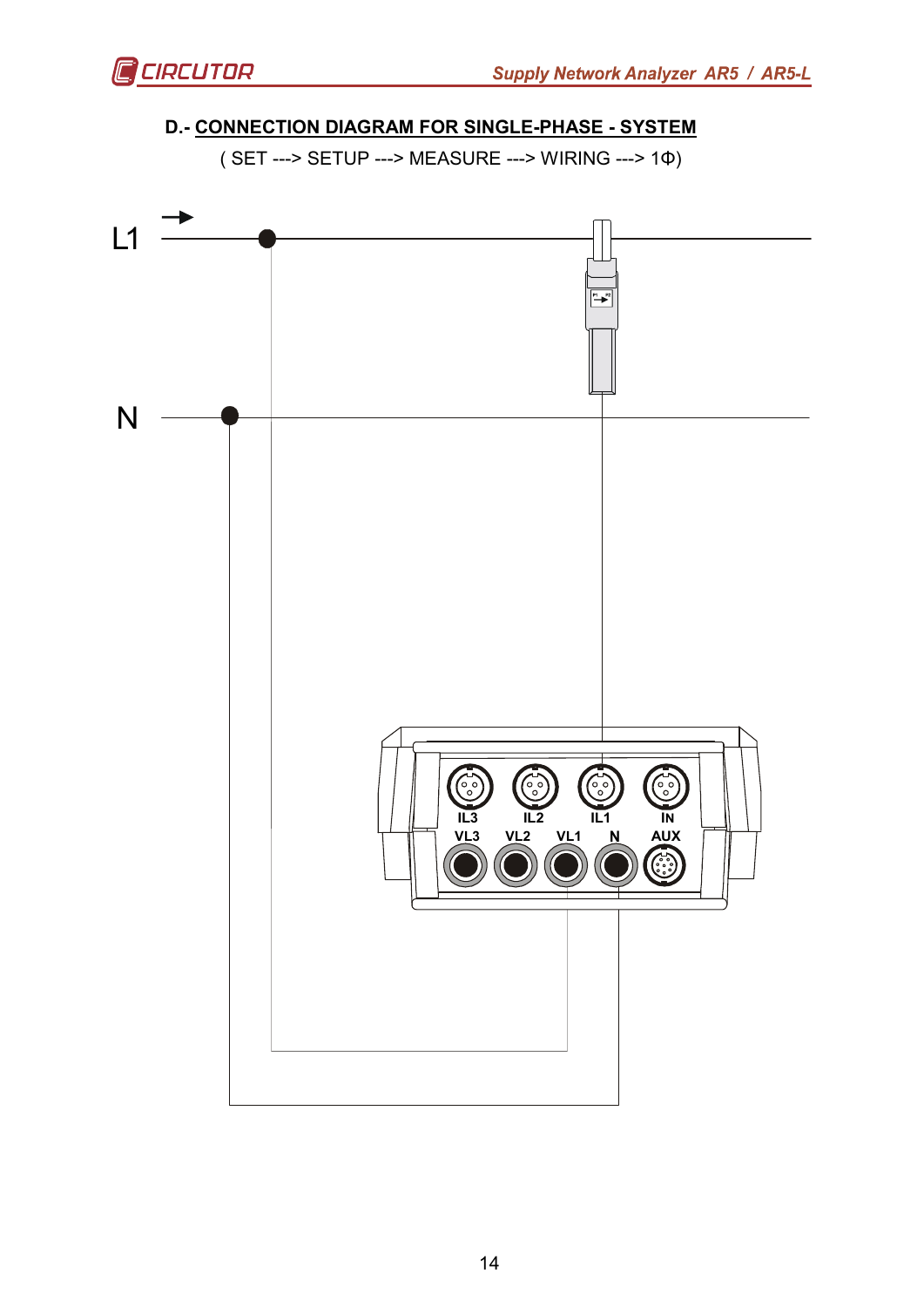## D.- CONNECTION DIAGRAM FOR SINGLE-PHASE - SYSTEM

( SET ---> SETUP ---> MEASURE ---> WIRING ---> 1Φ)

L1

N

IL3 IL2 IL1 IN

VL3 VL2 VL1 N AUX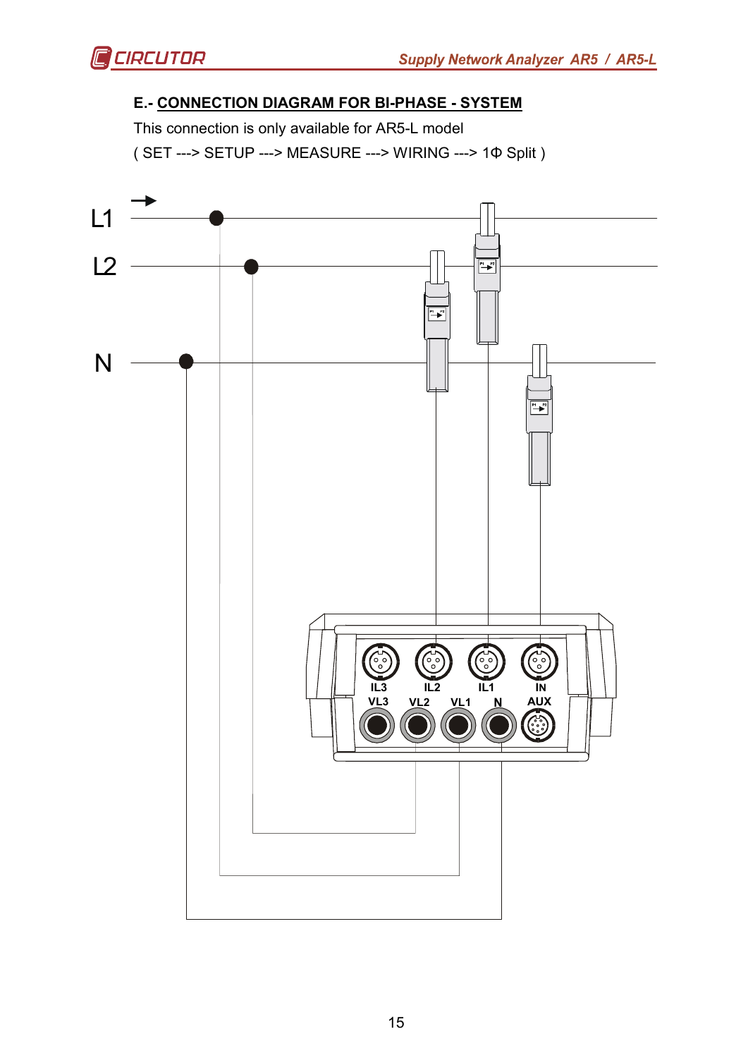## E.- CONNECTION DIAGRAM FOR BI-PHASE - SYSTEM

This connection is only available for AR5-L model

( SET ---> SETUP ---> MEASURE ---> WIRING ---> 1Φ Split )

L1

L2

N

IL3 IL2 IL1 IN

VL3 VL2 VL1 N AUX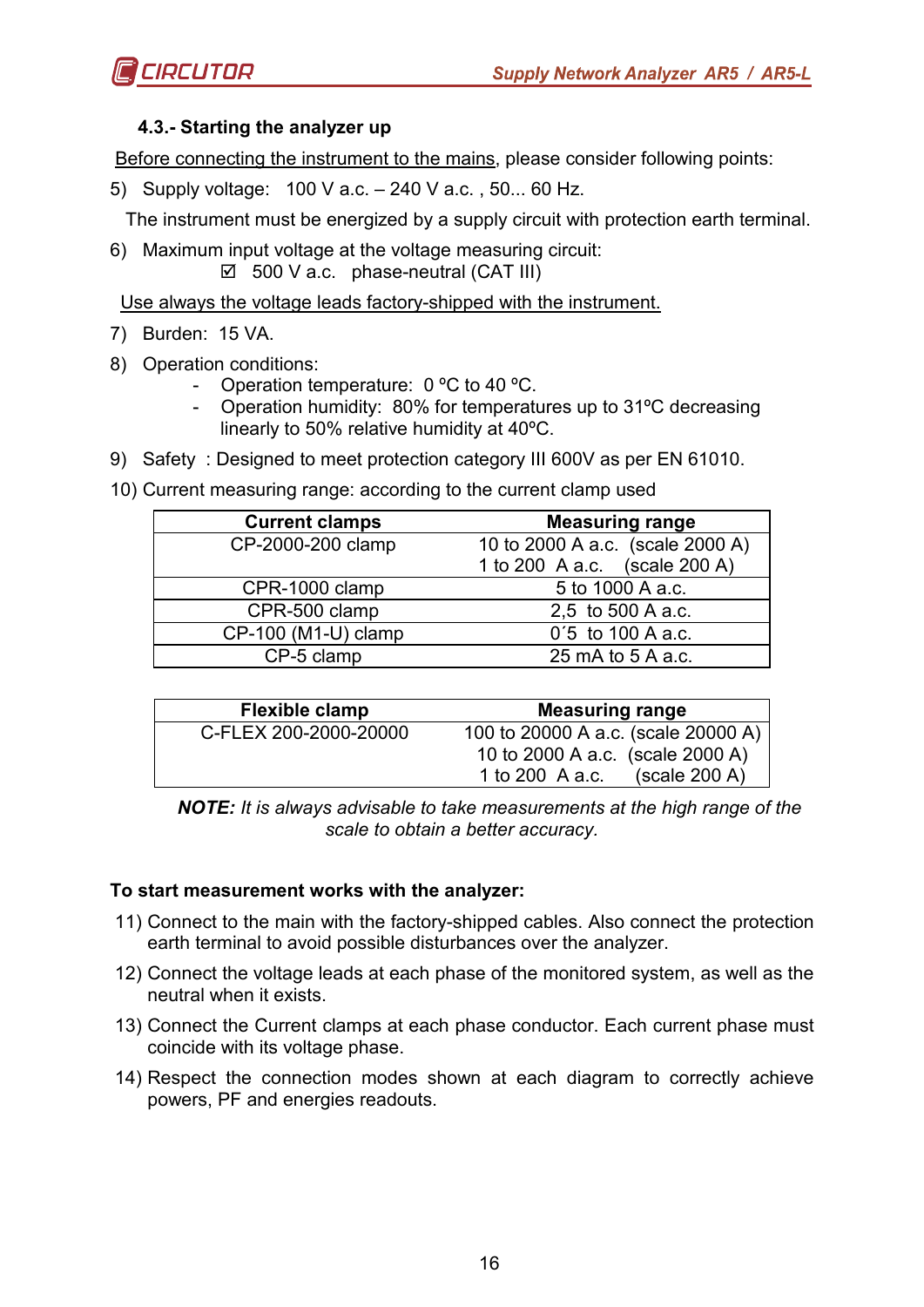### 4.3.- Starting the analyzer up

Before connecting the instrument to the mains, please consider following points:

5) Supply voltage: 100 V a.c. – 240 V a.c. , 50... 60 Hz.

   The instrument must be energized by a supply circuit with protection earth terminal.

6) Maximum input voltage at the voltage measuring circuit:
   - ☑ 500 V a.c. phase-neutral (CAT III)

Use always the voltage leads factory-shipped with the instrument.

7) Burden: 15 VA.

8) Operation conditions:
   - Operation temperature: 0 ºC to 40 ºC.
   - Operation humidity: 80% for temperatures up to 31ºC decreasing linearly to 50% relative humidity at 40ºC.

9) Safety : Designed to meet protection category III 600V as per EN 61010.

10) Current measuring range: according to the current clamp used

| Current clamps | Measuring range |
|---|---|
| CP-2000-200 clamp | 10 to 2000 A a.c. (scale 2000 A)<br>1 to 200 A a.c. (scale 200 A) |
| CPR-1000 clamp | 5 to 1000 A a.c. |
| CPR-500 clamp | 2,5 to 500 A a.c. |
| CP-100 (M1-U) clamp | 0´5 to 100 A a.c. |
| CP-5 clamp | 25 mA to 5 A a.c. |

| Flexible clamp | Measuring range |
|---|---|
| C-FLEX 200-2000-20000 | 100 to 20000 A a.c. (scale 20000 A)<br>10 to 2000 A a.c. (scale 2000 A)<br>1 to 200 A a.c. (scale 200 A) |

***NOTE:*** *It is always advisable to take measurements at the high range of the scale to obtain a better accuracy.*

**To start measurement works with the analyzer:**

11) Connect to the main with the factory-shipped cables. Also connect the protection earth terminal to avoid possible disturbances over the analyzer.

12) Connect the voltage leads at each phase of the monitored system, as well as the neutral when it exists.

13) Connect the Current clamps at each phase conductor. Each current phase must coincide with its voltage phase.

14) Respect the connection modes shown at each diagram to correctly achieve powers, PF and energies readouts.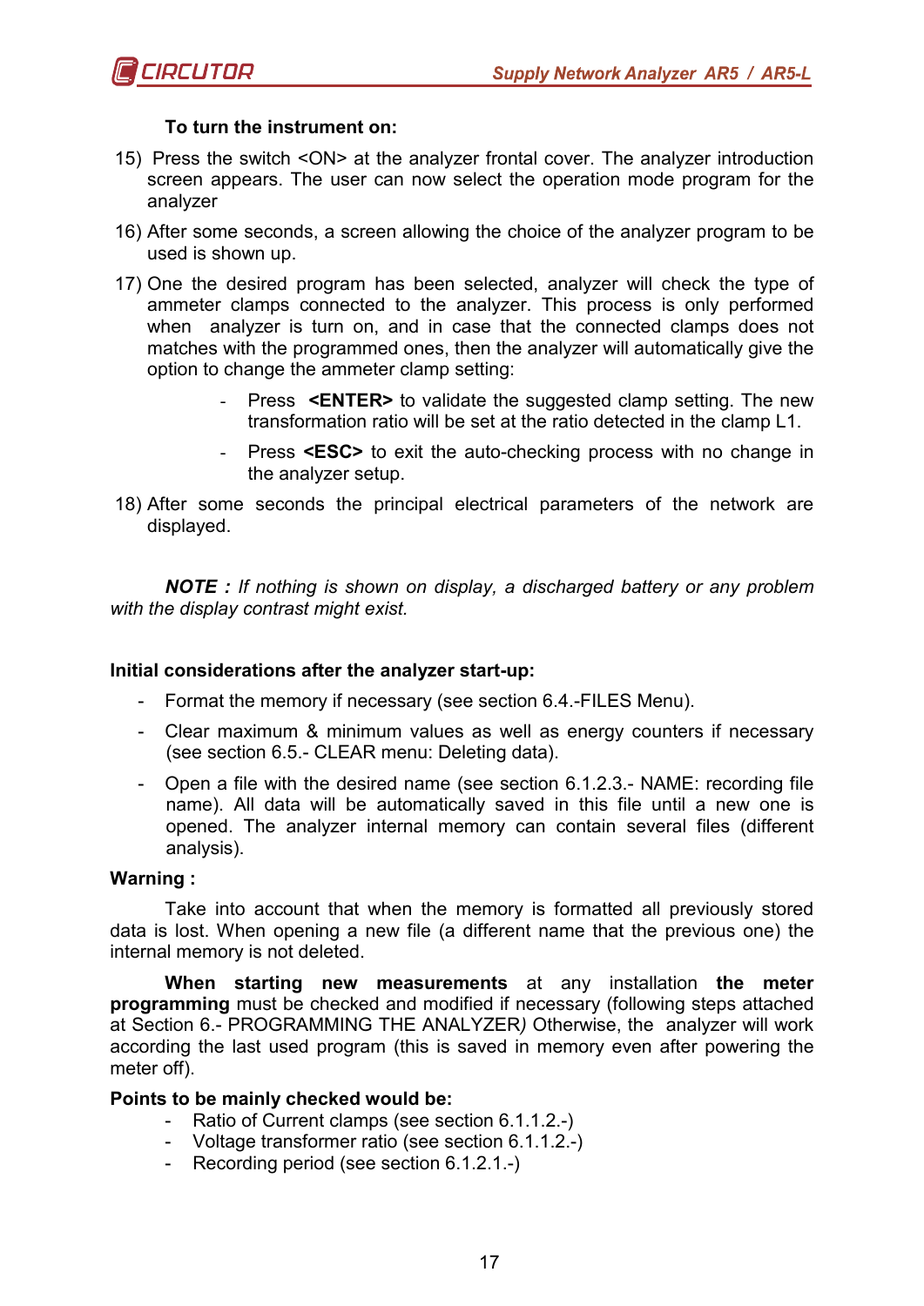**To turn the instrument on:**

15) Press the switch <ON> at the analyzer frontal cover. The analyzer introduction screen appears. The user can now select the operation mode program for the analyzer
16) After some seconds, a screen allowing the choice of the analyzer program to be used is shown up.
17) One the desired program has been selected, analyzer will check the type of ammeter clamps connected to the analyzer. This process is only performed when analyzer is turn on, and in case that the connected clamps does not matches with the programmed ones, then the analyzer will automatically give the option to change the ammeter clamp setting:
    - Press **<ENTER>** to validate the suggested clamp setting. The new transformation ratio will be set at the ratio detected in the clamp L1.
    - Press **<ESC>** to exit the auto-checking process with no change in the analyzer setup.
18) After some seconds the principal electrical parameters of the network are displayed.

***NOTE :*** *If nothing is shown on display, a discharged battery or any problem with the display contrast might exist.*

**Initial considerations after the analyzer start-up:**

- Format the memory if necessary (see section 6.4.-FILES Menu).
- Clear maximum & minimum values as well as energy counters if necessary (see section 6.5.- CLEAR menu: Deleting data).
- Open a file with the desired name (see section 6.1.2.3.- NAME: recording file name). All data will be automatically saved in this file until a new one is opened. The analyzer internal memory can contain several files (different analysis).

**Warning :**

Take into account that when the memory is formatted all previously stored data is lost. When opening a new file (a different name that the previous one) the internal memory is not deleted.

**When starting new measurements** at any installation **the meter programming** must be checked and modified if necessary (following steps attached at Section 6.- PROGRAMMING THE ANALYZER*)* Otherwise, the analyzer will work according the last used program (this is saved in memory even after powering the meter off).

**Points to be mainly checked would be:**

- Ratio of Current clamps (see section 6.1.1.2.-)
- Voltage transformer ratio (see section 6.1.1.2.-)
- Recording period (see section 6.1.2.1.-)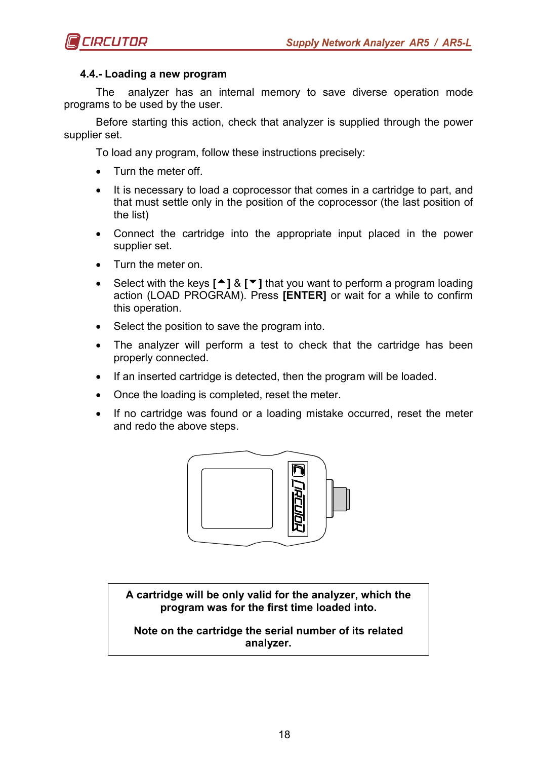### 4.4.- Loading a new program

The analyzer has an internal memory to save diverse operation mode programs to be used by the user.

Before starting this action, check that analyzer is supplied through the power supplier set.

To load any program, follow these instructions precisely:

- Turn the meter off.
- It is necessary to load a coprocessor that comes in a cartridge to part, and that must settle only in the position of the coprocessor (the last position of the list)
- Connect the cartridge into the appropriate input placed in the power supplier set.
- Turn the meter on.
- Select with the keys **[▲]** & **[▼]** that you want to perform a program loading action (LOAD PROGRAM). Press **[ENTER]** or wait for a while to confirm this operation.
- Select the position to save the program into.
- The analyzer will perform a test to check that the cartridge has been properly connected.
- If an inserted cartridge is detected, then the program will be loaded.
- Once the loading is completed, reset the meter.
- If no cartridge was found or a loading mistake occurred, reset the meter and redo the above steps.

**A cartridge will be only valid for the analyzer, which the program was for the first time loaded into.**

**Note on the cartridge the serial number of its related analyzer.**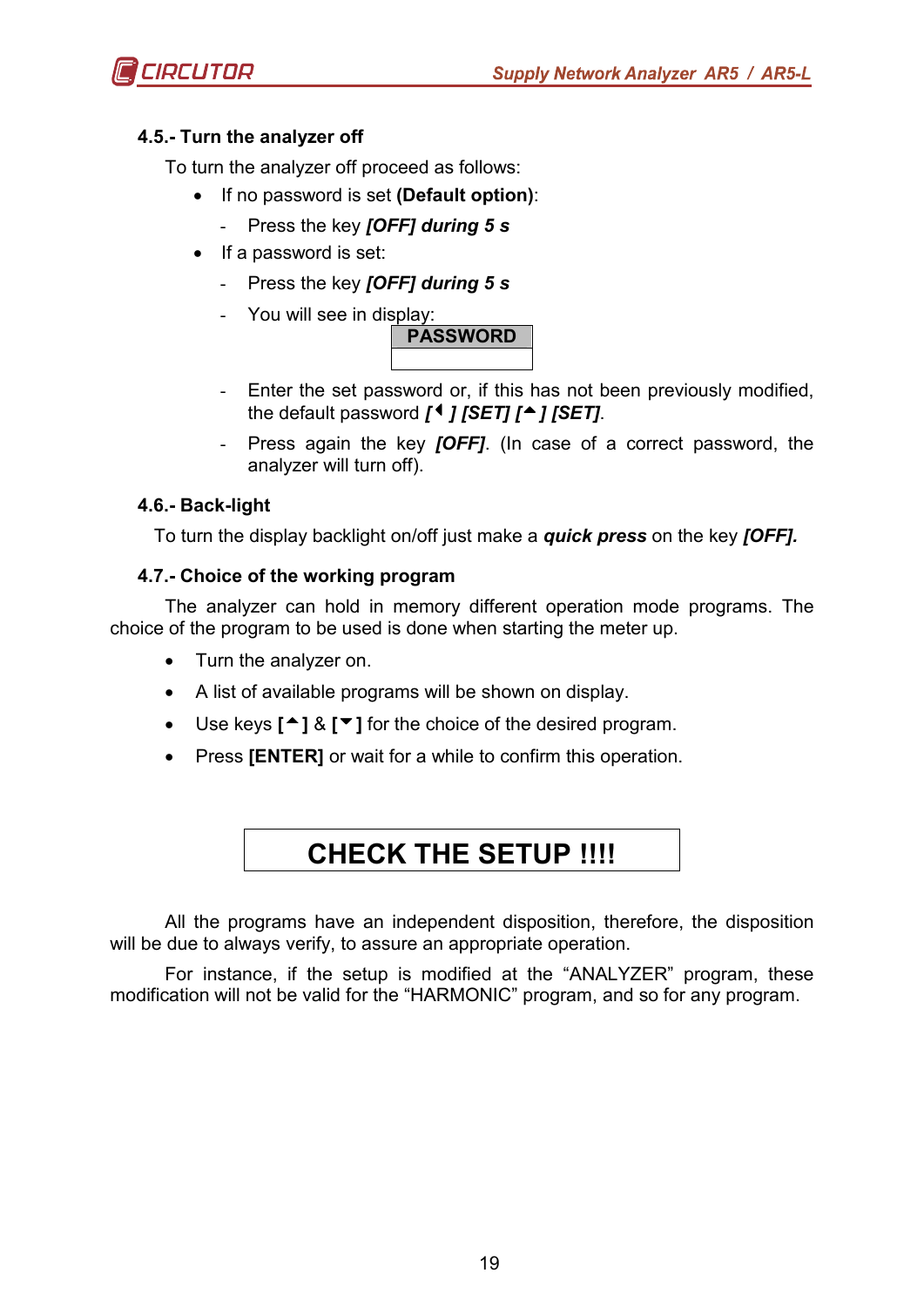### 4.5.- Turn the analyzer off

To turn the analyzer off proceed as follows:

- If no password is set **(Default option)**:
  - Press the key ***[OFF] during 5 s***
- If a password is set:
  - Press the key ***[OFF] during 5 s***
  - You will see in display:

| PASSWORD |
| --- |
| |

  - Enter the set password or, if this has not been previously modified, the default password ***[◄ ] [SET] [▲] [SET]***.
  - Press again the key ***[OFF]***. (In case of a correct password, the analyzer will turn off).

### 4.6.- Back-light

To turn the display backlight on/off just make a ***quick press*** on the key ***[OFF].***

### 4.7.- Choice of the working program

The analyzer can hold in memory different operation mode programs. The choice of the program to be used is done when starting the meter up.

- Turn the analyzer on.
- A list of available programs will be shown on display.
- Use keys **[▲]** & **[▼]** for the choice of the desired program.
- Press **[ENTER]** or wait for a while to confirm this operation.

**CHECK THE SETUP !!!!**

All the programs have an independent disposition, therefore, the disposition will be due to always verify, to assure an appropriate operation.

For instance, if the setup is modified at the “ANALYZER” program, these modification will not be valid for the “HARMONIC” program, and so for any program.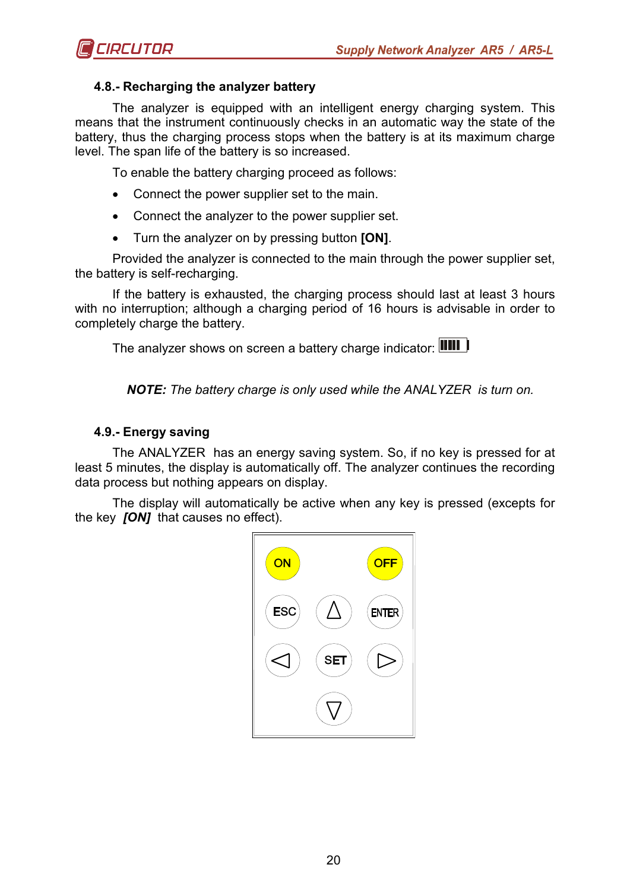### 4.8.- Recharging the analyzer battery

The analyzer is equipped with an intelligent energy charging system. This means that the instrument continuously checks in an automatic way the state of the battery, thus the charging process stops when the battery is at its maximum charge level. The span life of the battery is so increased.

To enable the battery charging proceed as follows:

- Connect the power supplier set to the main.
- Connect the analyzer to the power supplier set.
- Turn the analyzer on by pressing button **[ON]**.

Provided the analyzer is connected to the main through the power supplier set, the battery is self-recharging.

If the battery is exhausted, the charging process should last at least 3 hours with no interruption; although a charging period of 16 hours is advisable in order to completely charge the battery.

The analyzer shows on screen a battery charge indicator:

***NOTE:*** *The battery charge is only used while the ANALYZER is turn on.*

### 4.9.- Energy saving

The ANALYZER has an energy saving system. So, if no key is pressed for at least 5 minutes, the display is automatically off. The analyzer continues the recording data process but nothing appears on display.

The display will automatically be active when any key is pressed (excepts for the key ***[ON]*** that causes no effect).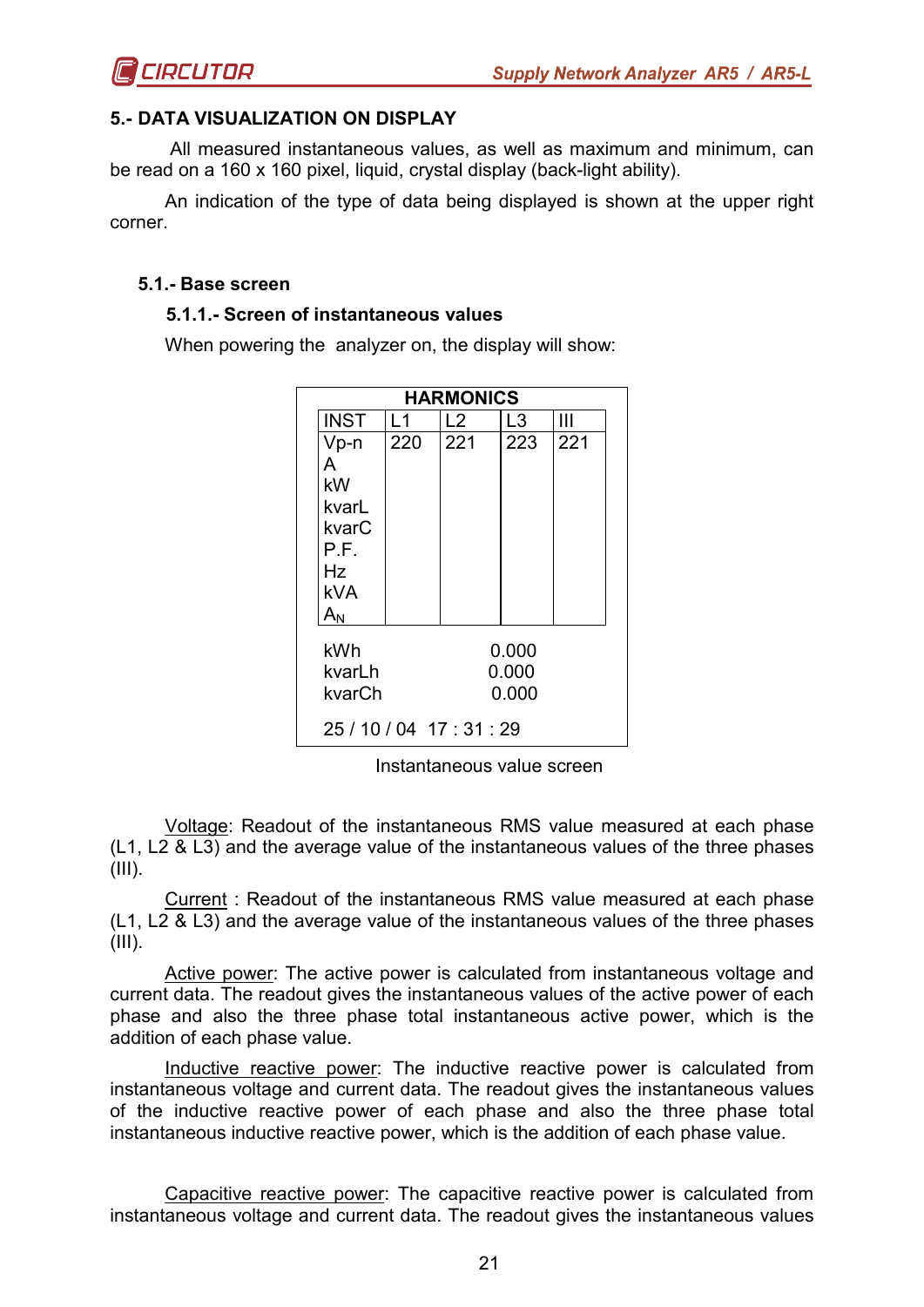## 5.- DATA VISUALIZATION ON DISPLAY

All measured instantaneous values, as well as maximum and minimum, can be read on a 160 x 160 pixel, liquid, crystal display (back-light ability).

An indication of the type of data being displayed is shown at the upper right corner.

### 5.1.- Base screen

#### 5.1.1.- Screen of instantaneous values

When powering the analyzer on, the display will show:

**HARMONICS**

| INST | L1 | L2 | L3 | III |
|---|---|---|---|---|
| Vp-n | 220 | 221 | 223 | 221 |
| A | | | | |
| kW | | | | |
| kvarL | | | | |
| kvarC | | | | |
| P.F. | | | | |
| Hz | | | | |
| kVA | | | | |
| $A_N$ | | | | |

| | |
|---|---|
| kWh | 0.000 |
| kvarLh | 0.000 |
| kvarCh | 0.000 |

25 / 10 / 04 17 : 31 : 29

Instantaneous value screen

Voltage: Readout of the instantaneous RMS value measured at each phase (L1, L2 & L3) and the average value of the instantaneous values of the three phases (III).

Current : Readout of the instantaneous RMS value measured at each phase (L1, L2 & L3) and the average value of the instantaneous values of the three phases (III).

Active power: The active power is calculated from instantaneous voltage and current data. The readout gives the instantaneous values of the active power of each phase and also the three phase total instantaneous active power, which is the addition of each phase value.

Inductive reactive power: The inductive reactive power is calculated from instantaneous voltage and current data. The readout gives the instantaneous values of the inductive reactive power of each phase and also the three phase total instantaneous inductive reactive power, which is the addition of each phase value.

Capacitive reactive power: The capacitive reactive power is calculated from instantaneous voltage and current data. The readout gives the instantaneous values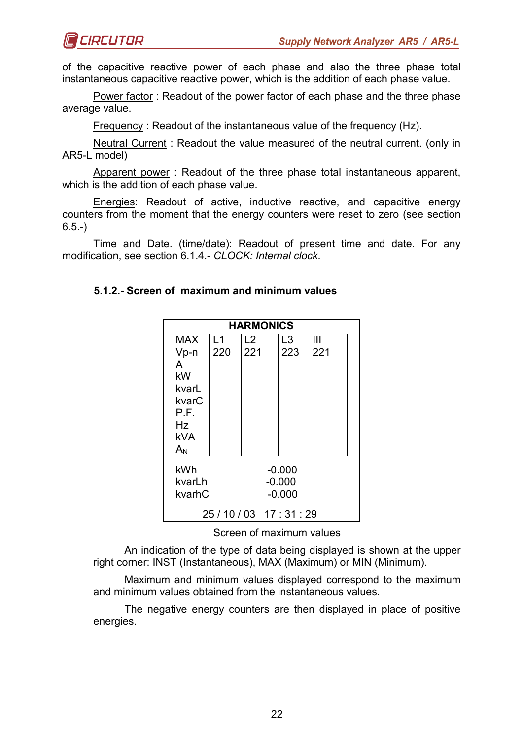of the capacitive reactive power of each phase and also the three phase total instantaneous capacitive reactive power, which is the addition of each phase value.

Power factor : Readout of the power factor of each phase and the three phase average value.

Frequency : Readout of the instantaneous value of the frequency (Hz).

Neutral Current : Readout the value measured of the neutral current. (only in AR5-L model)

Apparent power : Readout of the three phase total instantaneous apparent, which is the addition of each phase value.

Energies: Readout of active, inductive reactive, and capacitive energy counters from the moment that the energy counters were reset to zero (see section 6.5.-)

Time and Date. (time/date): Readout of present time and date. For any modification, see section 6.1.4.- *CLOCK: Internal clock*.

### 5.1.2.- Screen of maximum and minimum values

**HARMONICS**

| MAX | L1 | L2 | L3 | III |
|---|---|---|---|---|
| Vp-n | 220 | 221 | 223 | 221 |
| A | | | | |
| kW | | | | |
| kvarL | | | | |
| kvarC | | | | |
| P.F. | | | | |
| Hz | | | | |
| kVA | | | | |
| $A_N$ | | | | |

| | |
|---|---|
| kWh | -0.000 |
| kvarLh | -0.000 |
| kvarhC | -0.000 |

25 / 10 / 03 17 : 31 : 29

Screen of maximum values

An indication of the type of data being displayed is shown at the upper right corner: INST (Instantaneous), MAX (Maximum) or MIN (Minimum).

Maximum and minimum values displayed correspond to the maximum and minimum values obtained from the instantaneous values.

The negative energy counters are then displayed in place of positive energies.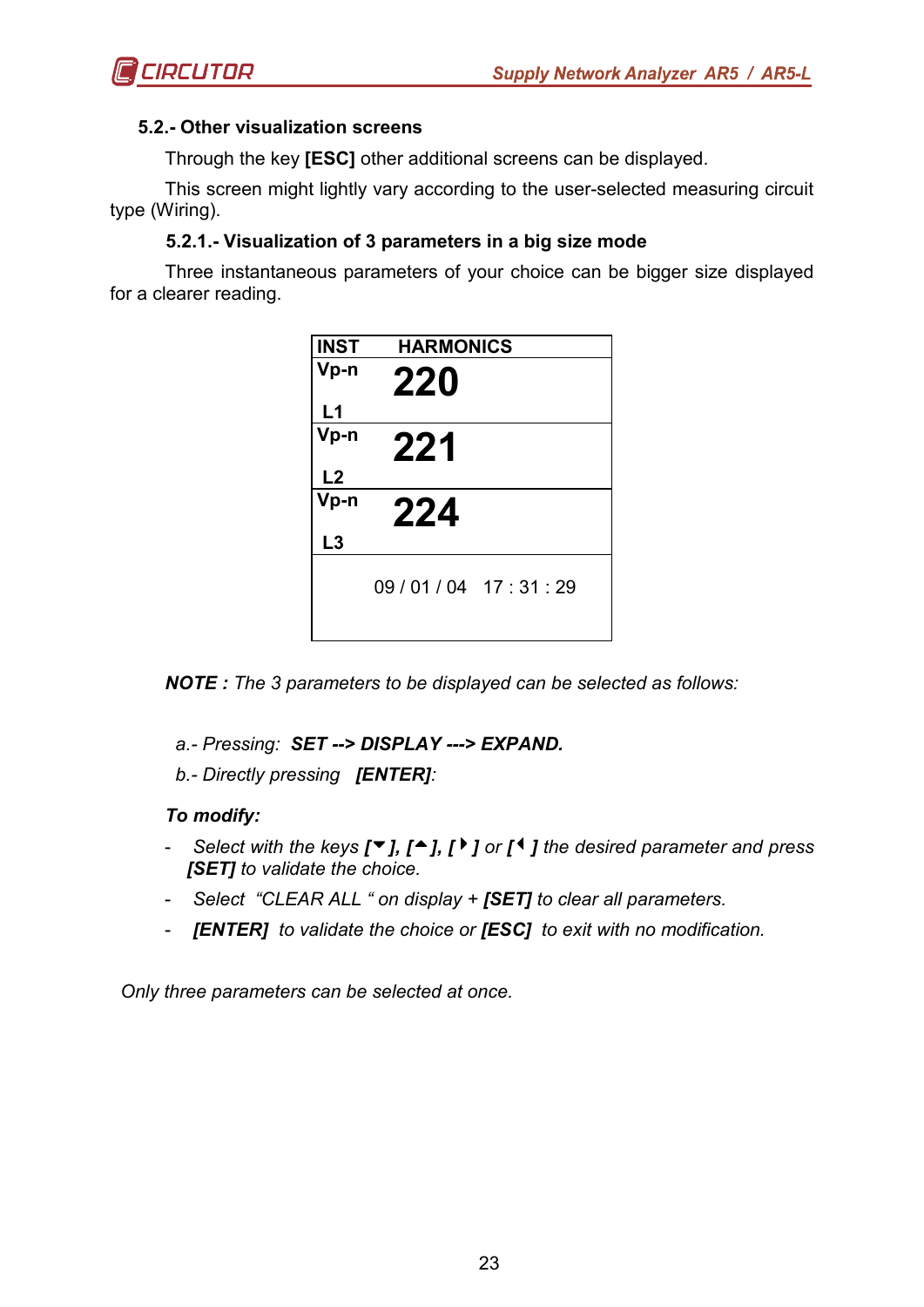### 5.2.- Other visualization screens

Through the key **[ESC]** other additional screens can be displayed.

This screen might lightly vary according to the user-selected measuring circuit type (Wiring).

#### 5.2.1.- Visualization of 3 parameters in a big size mode

Three instantaneous parameters of your choice can be bigger size displayed for a clearer reading.

| INST | HARMONICS |
|---|---|
| Vp-n L1 | **220** |
| Vp-n L2 | **221** |
| Vp-n L3 | **224** |
| | 09 / 01 / 04   17 : 31 : 29 |

***NOTE :*** *The 3 parameters to be displayed can be selected as follows:*

*a.- Pressing:* ***SET --> DISPLAY ---> EXPAND.***

*b.- Directly pressing* ***[ENTER]****:*

***To modify:***

- *Select with the keys* ***[▼], [▲], [▶] or [◀]*** *the desired parameter and press* ***[SET]*** *to validate the choice.*
- *Select "CLEAR ALL " on display +* ***[SET]*** *to clear all parameters.*
- ***[ENTER]*** *to validate the choice or* ***[ESC]*** *to exit with no modification.*

*Only three parameters can be selected at once.*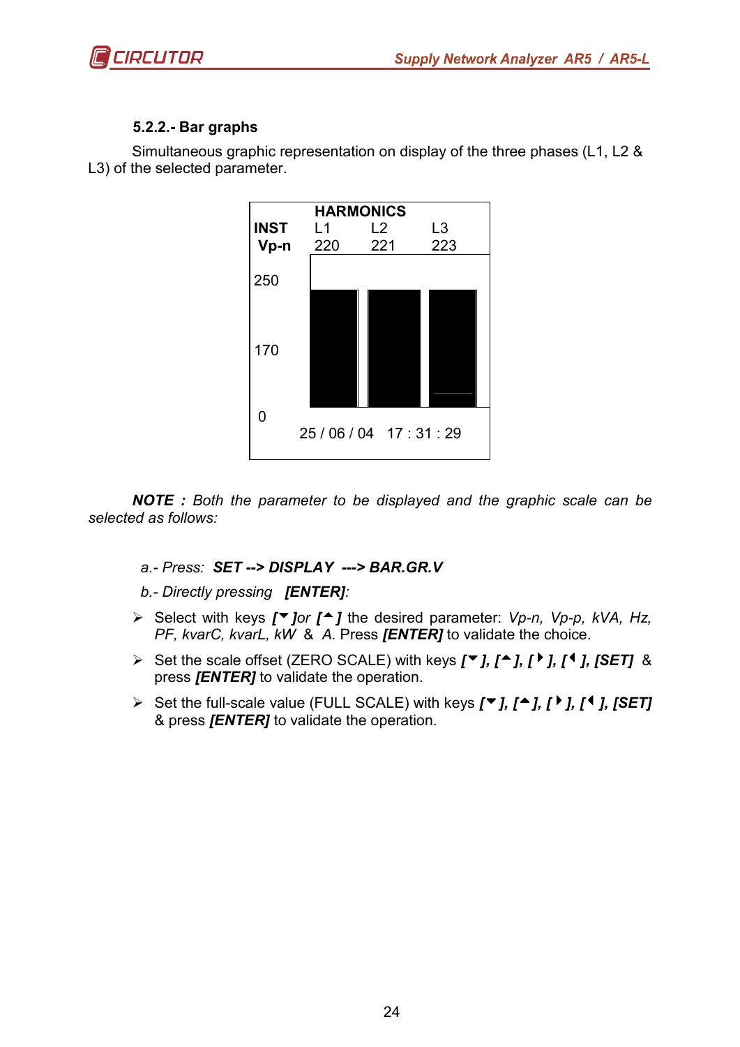### 5.2.2.- Bar graphs

Simultaneous graphic representation on display of the three phases (L1, L2 & L3) of the selected parameter.

```
            HARMONICS
INST        L1        L2        L3
 Vp-n       220       221       223

250

170

0
        25 / 06 / 04   17 : 31 : 29
```

***NOTE :*** *Both the parameter to be displayed and the graphic scale can be selected as follows:*

*a.- Press:* ***SET --> DISPLAY ---> BAR.GR.V***

*b.- Directly pressing* ***[ENTER]****:*

- Select with keys ***[▼]****or* ***[▲]*** the desired parameter: *Vp-n, Vp-p, kVA, Hz, PF, kvarC, kvarL, kW & A.* Press ***[ENTER]*** to validate the choice.
- Set the scale offset (ZERO SCALE) with keys ***[▼], [▲], [▶], [◀], [SET]*** & press ***[ENTER]*** to validate the operation.
- Set the full-scale value (FULL SCALE) with keys ***[▼], [▲], [▶], [◀], [SET]*** & press ***[ENTER]*** to validate the operation.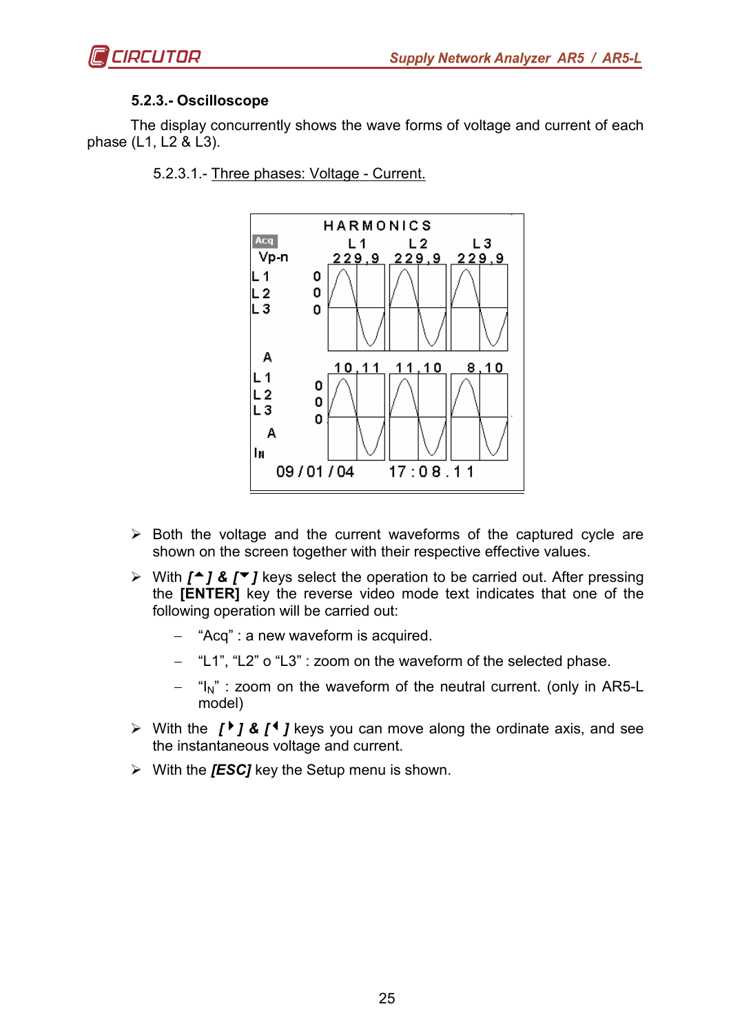### 5.2.3.- Oscilloscope

The display concurrently shows the wave forms of voltage and current of each phase (L1, L2 & L3).

5.2.3.1.- Three phases: Voltage - Current.

- Both the voltage and the current waveforms of the captured cycle are shown on the screen together with their respective effective values.
- With ***[▲] & [▼]*** keys select the operation to be carried out. After pressing the **[ENTER]** key the reverse video mode text indicates that one of the following operation will be carried out:
  - "Acq" : a new waveform is acquired.
  - "L1", "L2" o "L3" : zoom on the waveform of the selected phase.
  - "$I_N$" : zoom on the waveform of the neutral current. (only in AR5-L model)
- With the ***[▶] & [◀]*** keys you can move along the ordinate axis, and see the instantaneous voltage and current.
- With the ***[ESC]*** key the Setup menu is shown.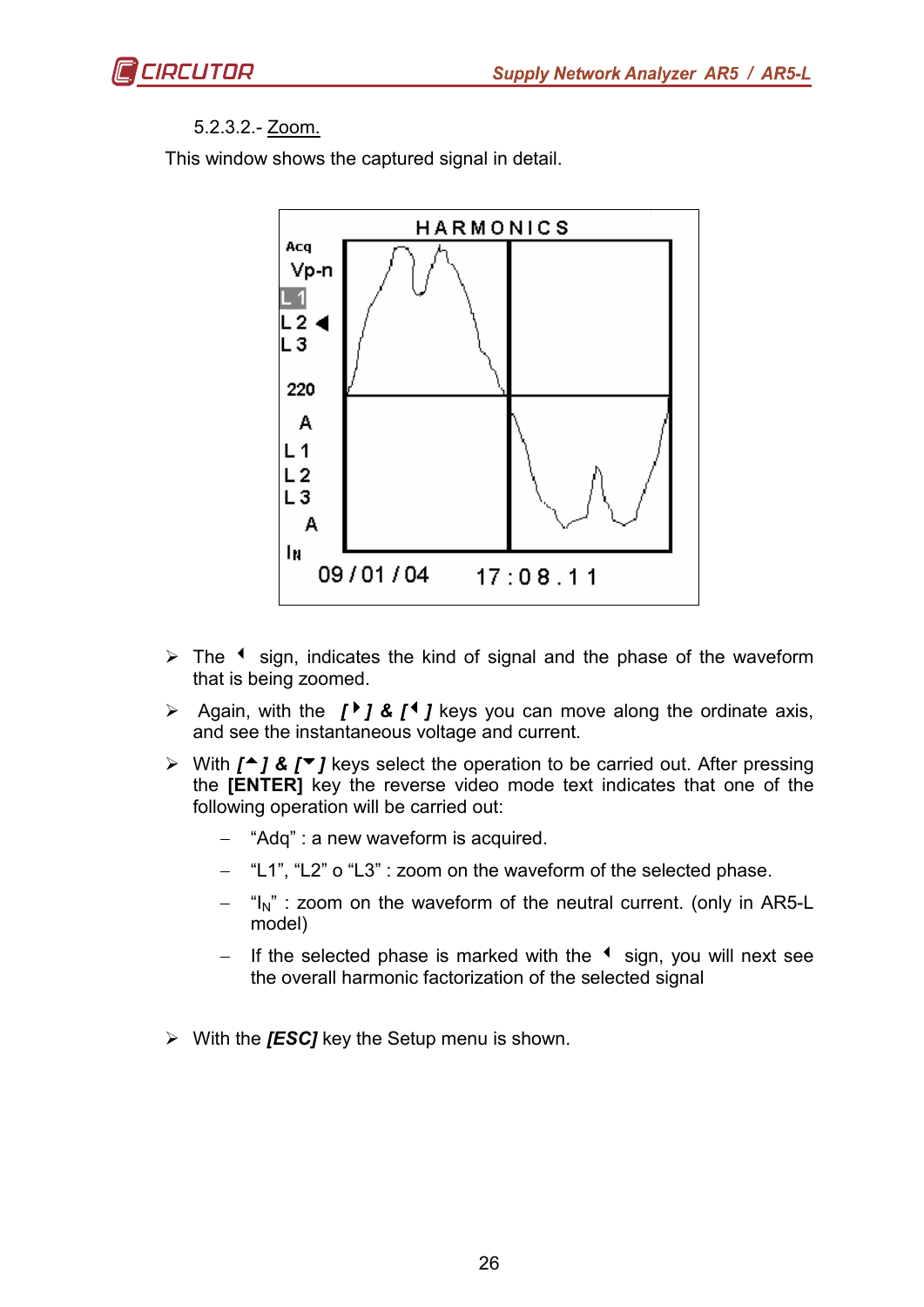5.2.3.2.- Zoom.

This window shows the captured signal in detail.

- The ◄ sign, indicates the kind of signal and the phase of the waveform that is being zoomed.
- Again, with the **[►] & [◄]** keys you can move along the ordinate axis, and see the instantaneous voltage and current.
- With **[▲] & [▼]** keys select the operation to be carried out. After pressing the **[ENTER]** key the reverse video mode text indicates that one of the following operation will be carried out:
  - "Adq" : a new waveform is acquired.
  - "L1", "L2" o "L3" : zoom on the waveform of the selected phase.
  - "$I_N$" : zoom on the waveform of the neutral current. (only in AR5-L model)
  - If the selected phase is marked with the ◄ sign, you will next see the overall harmonic factorization of the selected signal
- With the ***[ESC]*** key the Setup menu is shown.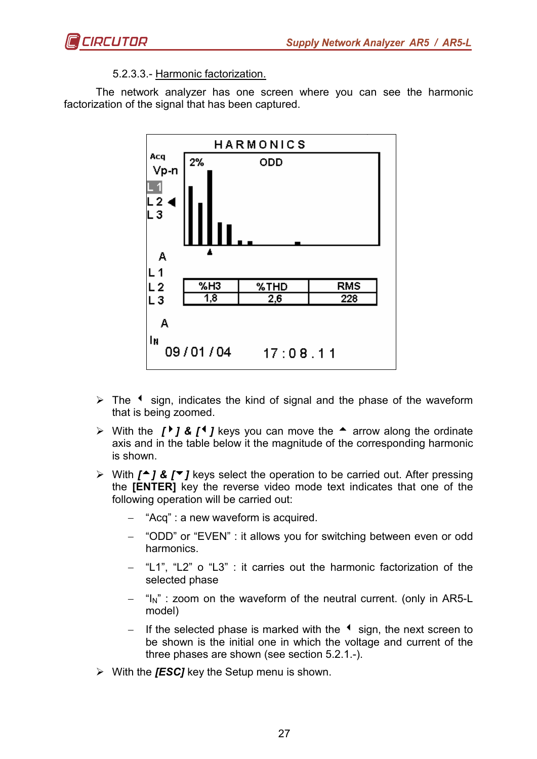5.2.3.3.- Harmonic factorization.

The network analyzer has one screen where you can see the harmonic factorization of the signal that has been captured.

HARMONICS

Acq
Vp-n
L1
L2 ◄
L3

2% ODD

A
L1
L2
L3

| %H3 | %THD | RMS |
|---|---|---|
| 1,8 | 2,6 | 228 |

A
$I_N$

09/01/04 17:08.11

- The ◄ sign, indicates the kind of signal and the phase of the waveform that is being zoomed.
- With the *[►] & [◄]* keys you can move the ▲ arrow along the ordinate axis and in the table below it the magnitude of the corresponding harmonic is shown.
- With *[▲] & [▼]* keys select the operation to be carried out. After pressing the **[ENTER]** key the reverse video mode text indicates that one of the following operation will be carried out:
  - "Acq" : a new waveform is acquired.
  - "ODD" or "EVEN" : it allows you for switching between even or odd harmonics.
  - "L1", "L2" o "L3" : it carries out the harmonic factorization of the selected phase
  - "$I_N$" : zoom on the waveform of the neutral current. (only in AR5-L model)
  - If the selected phase is marked with the ◄ sign, the next screen to be shown is the initial one in which the voltage and current of the three phases are shown (see section 5.2.1.-).
- With the ***[ESC]*** key the Setup menu is shown.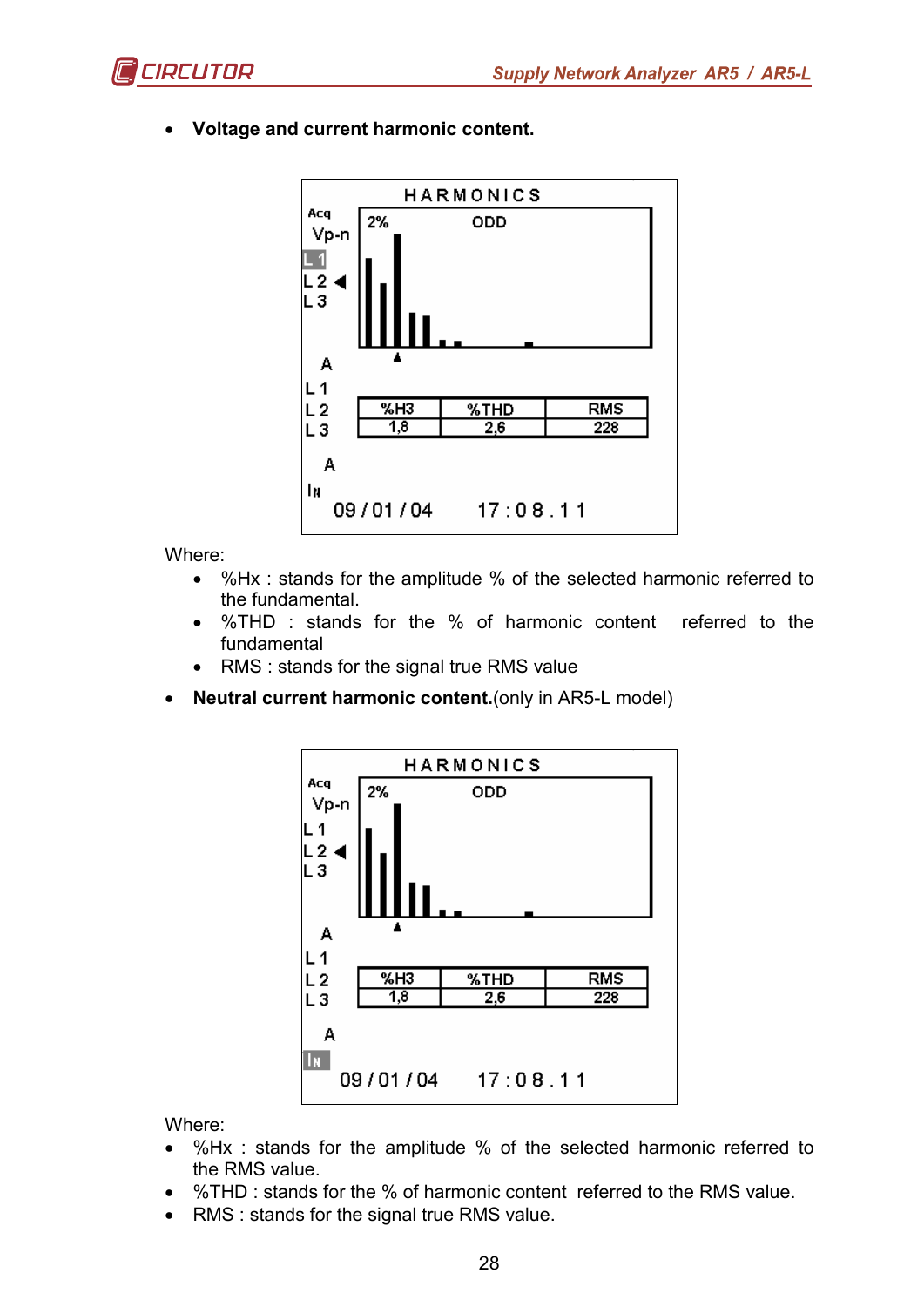- **Voltage and current harmonic content.**

Where:

- %Hx : stands for the amplitude % of the selected harmonic referred to the fundamental.
- %THD : stands for the % of harmonic content referred to the fundamental
- RMS : stands for the signal true RMS value

- **Neutral current harmonic content.**(only in AR5-L model)

Where:

- %Hx : stands for the amplitude % of the selected harmonic referred to the RMS value.
- %THD : stands for the % of harmonic content referred to the RMS value.
- RMS : stands for the signal true RMS value.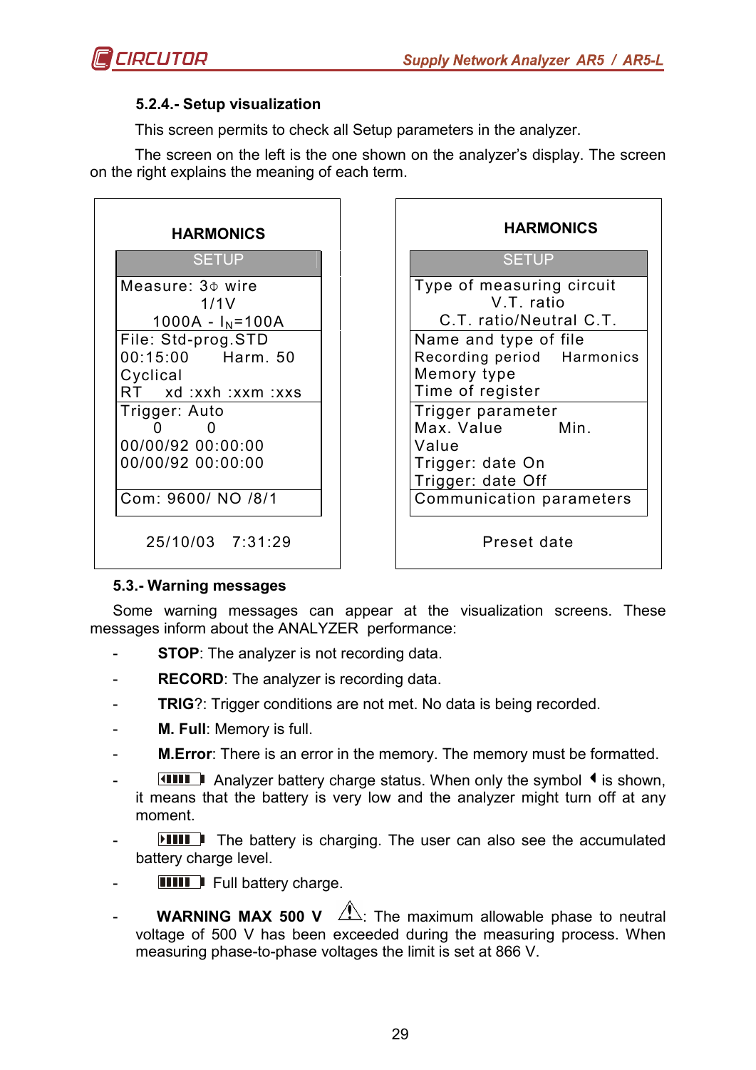### 5.2.4.- Setup visualization

This screen permits to check all Setup parameters in the analyzer.

The screen on the left is the one shown on the analyzer's display. The screen on the right explains the meaning of each term.

| HARMONICS | HARMONICS |
|---|---|
| SETUP | SETUP |
| Measure: 3Φ wire<br>1/1V<br>1000A - $I_N$=100A | Type of measuring circuit<br>V.T. ratio<br>C.T. ratio/Neutral C.T. |
| File: Std-prog.STD<br>00:15:00 Harm. 50<br>Cyclical<br>RT xd :xxh :xxm :xxs | Name and type of file<br>Recording period Harmonics<br>Memory type<br>Time of register |
| Trigger: Auto<br>0 0<br>00/00/92 00:00:00<br>00/00/92 00:00:00 | Trigger parameter<br>Max. Value Min. Value<br>Trigger: date On<br>Trigger: date Off |
| Com: 9600/ NO /8/1 | Communication parameters |
| 25/10/03 7:31:29 | Preset date |

### 5.3.- Warning messages

Some warning messages can appear at the visualization screens. These messages inform about the ANALYZER performance:

- **STOP**: The analyzer is not recording data.
- **RECORD**: The analyzer is recording data.
- **TRIG**?: Trigger conditions are not met. No data is being recorded.
- **M. Full**: Memory is full.
- **M.Error**: There is an error in the memory. The memory must be formatted.
- [battery symbol] Analyzer battery charge status. When only the symbol ◄ is shown, it means that the battery is very low and the analyzer might turn off at any moment.
- [battery charging symbol] The battery is charging. The user can also see the accumulated battery charge level.
- [full battery symbol] Full battery charge.
- **WARNING MAX 500 V** ⚠: The maximum allowable phase to neutral voltage of 500 V has been exceeded during the measuring process. When measuring phase-to-phase voltages the limit is set at 866 V.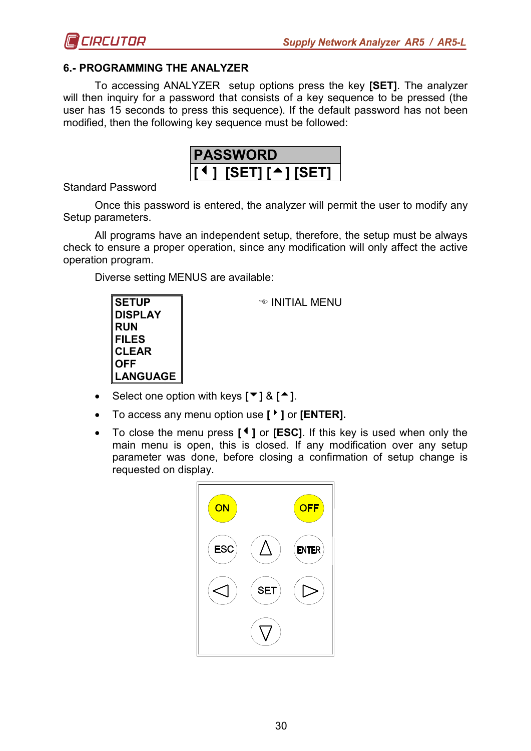## 6.- PROGRAMMING THE ANALYZER

To accessing ANALYZER setup options press the key **[SET]**. The analyzer will then inquiry for a password that consists of a key sequence to be pressed (the user has 15 seconds to press this sequence). If the default password has not been modified, then the following key sequence must be followed:

| PASSWORD |
|---|
| [ ◄ ] [SET] [ ▲ ] [SET] |

Standard Password

Once this password is entered, the analyzer will permit the user to modify any Setup parameters.

All programs have an independent setup, therefore, the setup must be always check to ensure a proper operation, since any modification will only affect the active operation program.

Diverse setting MENUS are available:

| SETUP<br>DISPLAY<br>RUN<br>FILES<br>CLEAR<br>OFF<br>LANGUAGE |
|---|

☜ INITIAL MENU

- Select one option with keys **[ ▼ ]** & **[ ▲ ]**.
- To access any menu option use **[ ► ]** or **[ENTER].**
- To close the menu press **[ ◄ ]** or **[ESC]**. If this key is used when only the main menu is open, this is closed. If any modification over any setup parameter was done, before closing a confirmation of setup change is requested on display.

| ON | | OFF |
|---|---|---|
| ESC | △ | ENTER |
| ◁ | SET | ▷ |
| | ▽ | |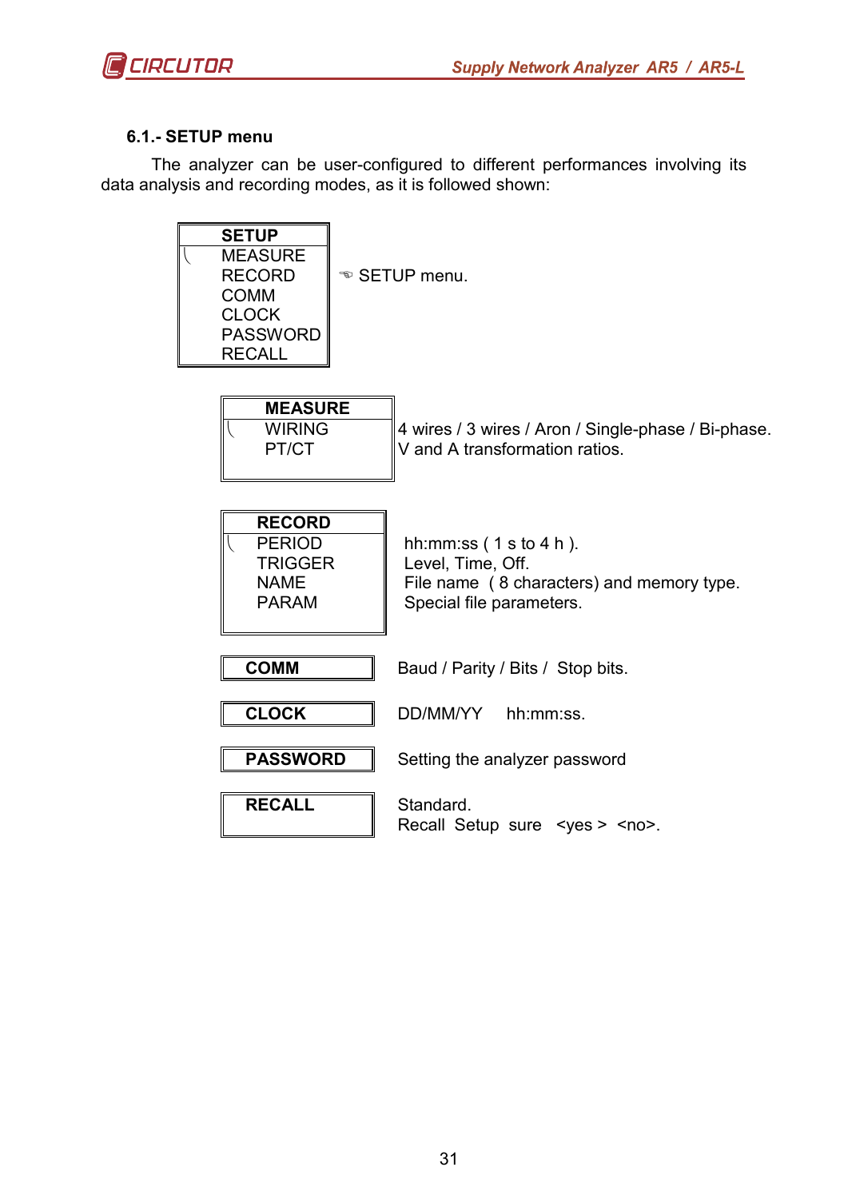### 6.1.- SETUP menu

The analyzer can be user-configured to different performances involving its data analysis and recording modes, as it is followed shown:

| SETUP | |
|---|---|
| MEASURE<br>RECORD<br>COMM<br>CLOCK<br>PASSWORD<br>RECALL | ☜ SETUP menu. |

| MEASURE | |
|---|---|
| WIRING | 4 wires / 3 wires / Aron / Single-phase / Bi-phase. |
| PT/CT | V and A transformation ratios. |

| RECORD | |
|---|---|
| PERIOD | hh:mm:ss ( 1 s to 4 h ). |
| TRIGGER | Level, Time, Off. |
| NAME | File name ( 8 characters) and memory type. |
| PARAM | Special file parameters. |

| Menu | Description |
|---|---|
| **COMM** | Baud / Parity / Bits / Stop bits. |
| **CLOCK** | DD/MM/YY hh:mm:ss. |
| **PASSWORD** | Setting the analyzer password |
| **RECALL** | Standard.<br>Recall Setup sure <yes > <no>. |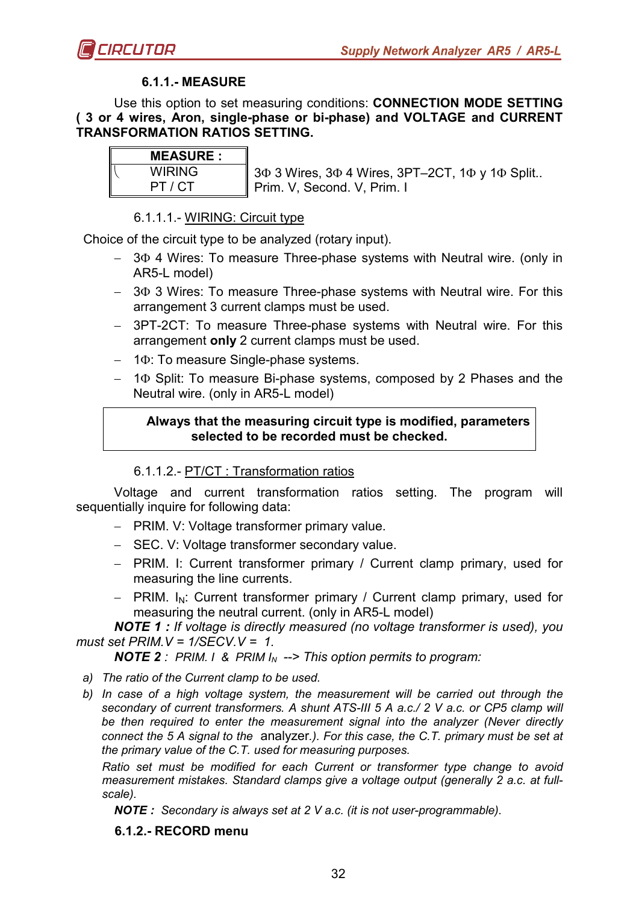#### 6.1.1.- MEASURE

Use this option to set measuring conditions: **CONNECTION MODE SETTING ( 3 or 4 wires, Aron, single-phase or bi-phase) and VOLTAGE and CURRENT TRANSFORMATION RATIOS SETTING.**

| **MEASURE :** | |
|---|---|
| WIRING | 3Φ 3 Wires, 3Φ 4 Wires, 3PT–2CT, 1Φ y 1Φ Split.. |
| PT / CT | Prim. V, Second. V, Prim. I |

6.1.1.1.- WIRING: Circuit type

Choice of the circuit type to be analyzed (rotary input).

- 3Φ 4 Wires: To measure Three-phase systems with Neutral wire. (only in AR5-L model)
- 3Φ 3 Wires: To measure Three-phase systems with Neutral wire. For this arrangement 3 current clamps must be used.
- 3PT-2CT: To measure Three-phase systems with Neutral wire. For this arrangement **only** 2 current clamps must be used.
- 1Φ: To measure Single-phase systems.
- 1Φ Split: To measure Bi-phase systems, composed by 2 Phases and the Neutral wire. (only in AR5-L model)

> **Always that the measuring circuit type is modified, parameters selected to be recorded must be checked.**

6.1.1.2.- PT/CT : Transformation ratios

Voltage and current transformation ratios setting. The program will sequentially inquire for following data:

- PRIM. V: Voltage transformer primary value.
- SEC. V: Voltage transformer secondary value.
- PRIM. I: Current transformer primary / Current clamp primary, used for measuring the line currents.
- PRIM. $I_N$: Current transformer primary / Current clamp primary, used for measuring the neutral current. (only in AR5-L model)

***NOTE 1 :*** *If voltage is directly measured (no voltage transformer is used), you must set PRIM.V = 1/SECV.V = 1.*

***NOTE 2*** *: PRIM. I & PRIM $I_N$ --> This option permits to program:*

a) *The ratio of the Current clamp to be used.*
b) *In case of a high voltage system, the measurement will be carried out through the secondary of current transformers. A shunt ATS-III 5 A a.c./ 2 V a.c. or CP5 clamp will be then required to enter the measurement signal into the analyzer (Never directly connect the 5 A signal to the* analyzer.*). For this case, the C.T. primary must be set at the primary value of the C.T. used for measuring purposes.*

   *Ratio set must be modified for each Current or transformer type change to avoid measurement mistakes. Standard clamps give a voltage output (generally 2 a.c. at full-scale).*

***NOTE :*** *Secondary is always set at 2 V a.c. (it is not user-programmable).*

#### 6.1.2.- RECORD menu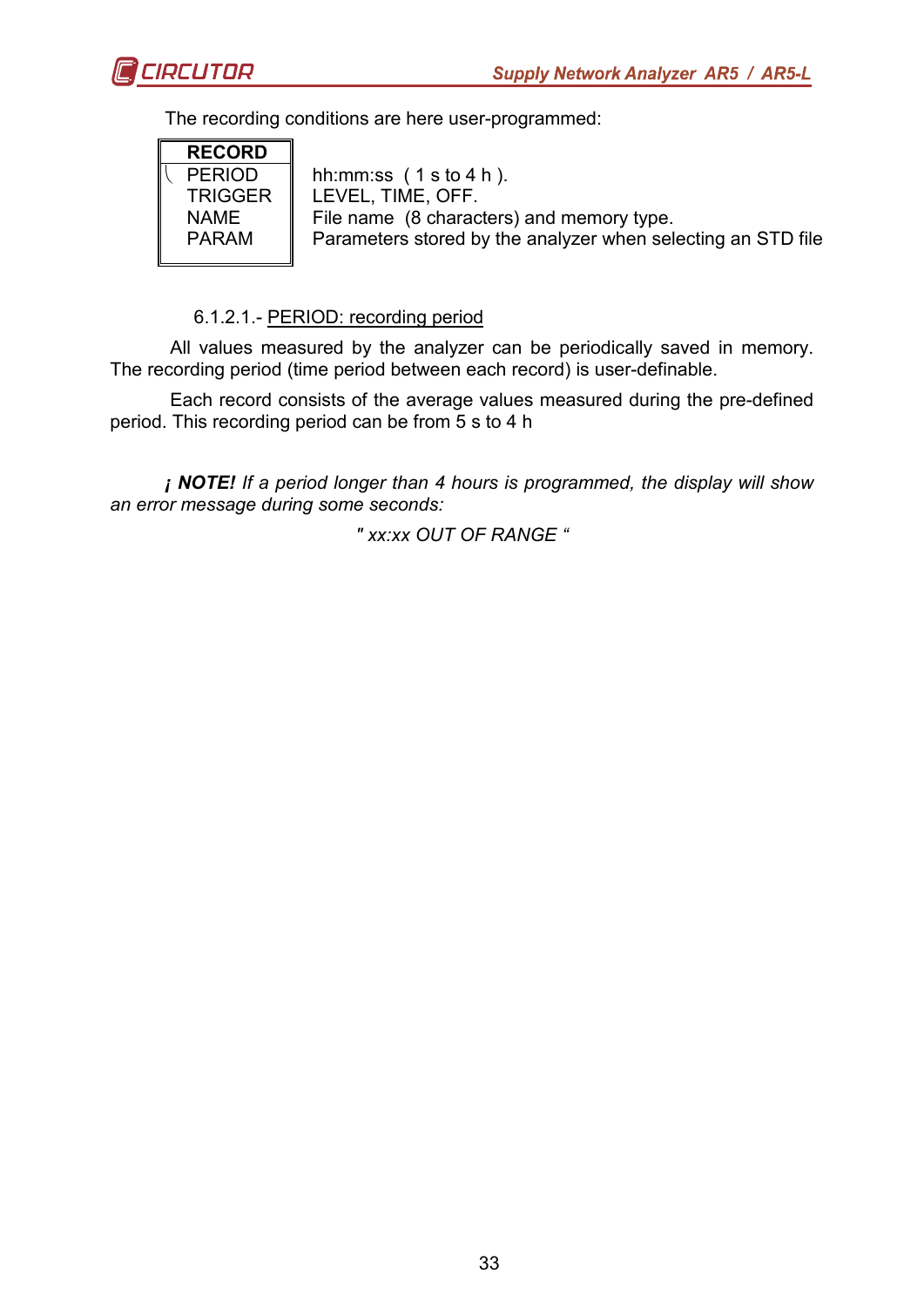The recording conditions are here user-programmed:

| RECORD | |
|---|---|
| PERIOD | hh:mm:ss ( 1 s to 4 h ). |
| TRIGGER | LEVEL, TIME, OFF. |
| NAME | File name (8 characters) and memory type. |
| PARAM | Parameters stored by the analyzer when selecting an STD file |

6.1.2.1.- PERIOD: recording period

All values measured by the analyzer can be periodically saved in memory. The recording period (time period between each record) is user-definable.

Each record consists of the average values measured during the pre-defined period. This recording period can be from 5 s to 4 h

*¡ **NOTE!** If a period longer than 4 hours is programmed, the display will show an error message during some seconds:*

*" xx:xx OUT OF RANGE “*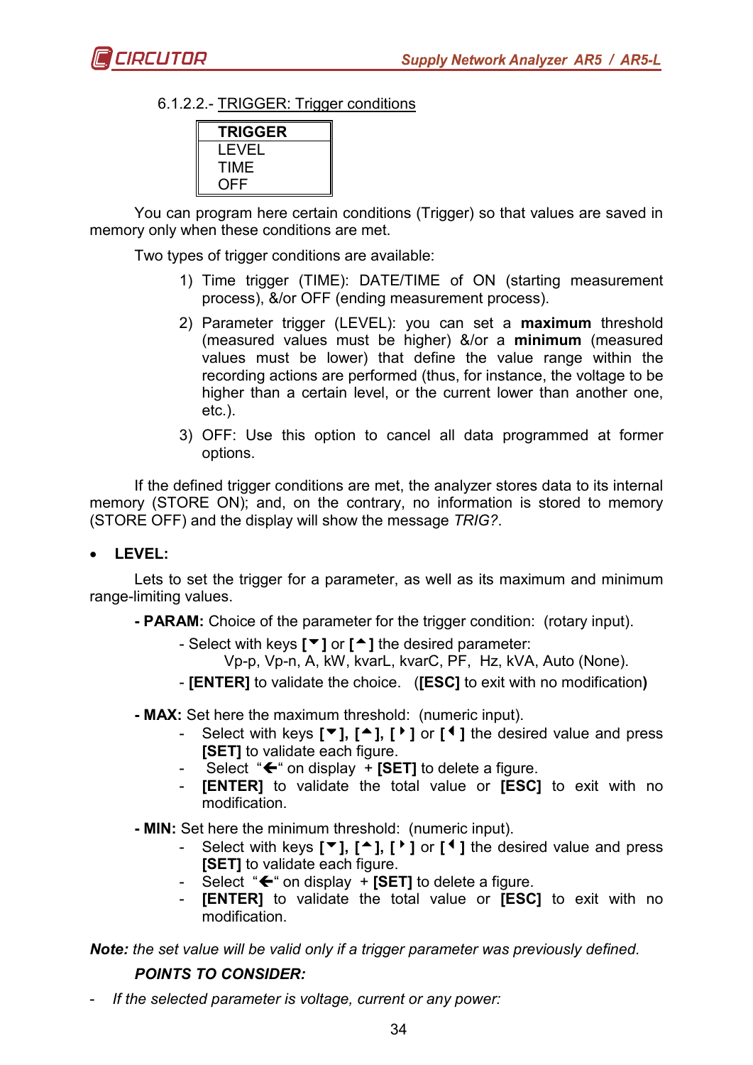6.1.2.2.- TRIGGER: Trigger conditions

| TRIGGER |
|---|
| LEVEL |
| TIME |
| OFF |

You can program here certain conditions (Trigger) so that values are saved in memory only when these conditions are met.

Two types of trigger conditions are available:

1) Time trigger (TIME): DATE/TIME of ON (starting measurement process), &/or OFF (ending measurement process).
2) Parameter trigger (LEVEL): you can set a **maximum** threshold (measured values must be higher) &/or a **minimum** (measured values must be lower) that define the value range within the recording actions are performed (thus, for instance, the voltage to be higher than a certain level, or the current lower than another one, etc.).
3) OFF: Use this option to cancel all data programmed at former options.

If the defined trigger conditions are met, the analyzer stores data to its internal memory (STORE ON); and, on the contrary, no information is stored to memory (STORE OFF) and the display will show the message *TRIG?*.

- **LEVEL:**

Lets to set the trigger for a parameter, as well as its maximum and minimum range-limiting values.

**- PARAM:** Choice of the parameter for the trigger condition: (rotary input).

- Select with keys **[▼]** or **[▲]** the desired parameter:
  Vp-p, Vp-n, A, kW, kvarL, kvarC, PF, Hz, kVA, Auto (None).
- **[ENTER]** to validate the choice. (**[ESC]** to exit with no modification**)**

**- MAX:** Set here the maximum threshold: (numeric input).

- Select with keys **[▼], [▲], [▶]** or **[◀]** the desired value and press **[SET]** to validate each figure.
- Select "**🡐**" on display + **[SET]** to delete a figure.
- **[ENTER]** to validate the total value or **[ESC]** to exit with no modification.

**- MIN:** Set here the minimum threshold: (numeric input).

- Select with keys **[▼], [▲], [▶]** or **[◀]** the desired value and press **[SET]** to validate each figure.
- Select "**🡐**" on display + **[SET]** to delete a figure.
- **[ENTER]** to validate the total value or **[ESC]** to exit with no modification.

***Note:*** *the set value will be valid only if a trigger parameter was previously defined.*

***POINTS TO CONSIDER:***

- *If the selected parameter is voltage, current or any power:*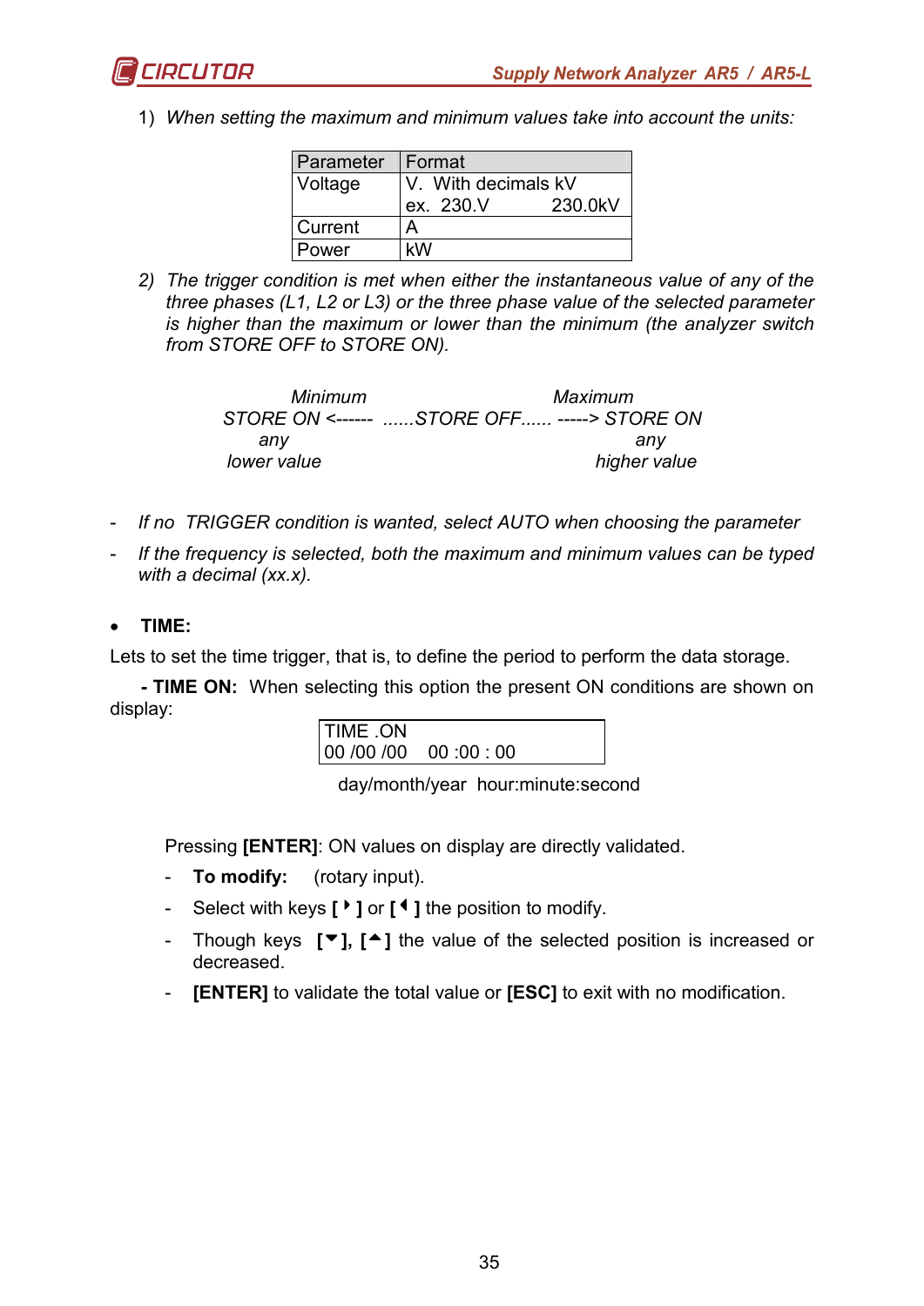1) *When setting the maximum and minimum values take into account the units:*

| Parameter | Format |
|---|---|
| Voltage | V.  With decimals kV<br>ex.  230.V            230.0kV |
| Current | A |
| Power | kW |

2) *The trigger condition is met when either the instantaneous value of any of the three phases (L1, L2 or L3) or the three phase value of the selected parameter is higher than the maximum or lower than the minimum (the analyzer switch from STORE OFF to STORE ON).*

```
             Minimum                              Maximum
      STORE ON <------  ......STORE OFF...... -----> STORE ON
             any                                    any
         lower value                            higher value
```

- *If no  TRIGGER condition is wanted, select AUTO when choosing the parameter*
- *If the frequency is selected, both the maximum and minimum values can be typed with a decimal (xx.x).*

- **TIME:**

Lets to set the time trigger, that is, to define the period to perform the data storage.

**- TIME ON:** When selecting this option the present ON conditions are shown on display:

```
TIME .ON
00 /00 /00    00 :00 : 00
```

day/month/year  hour:minute:second

Pressing **[ENTER]**: ON values on display are directly validated.

- **To modify:** (rotary input).
- Select with keys **[ ▸ ]** or **[ ◂ ]** the position to modify.
- Though keys **[▾], [▴]** the value of the selected position is increased or decreased.
- **[ENTER]** to validate the total value or **[ESC]** to exit with no modification.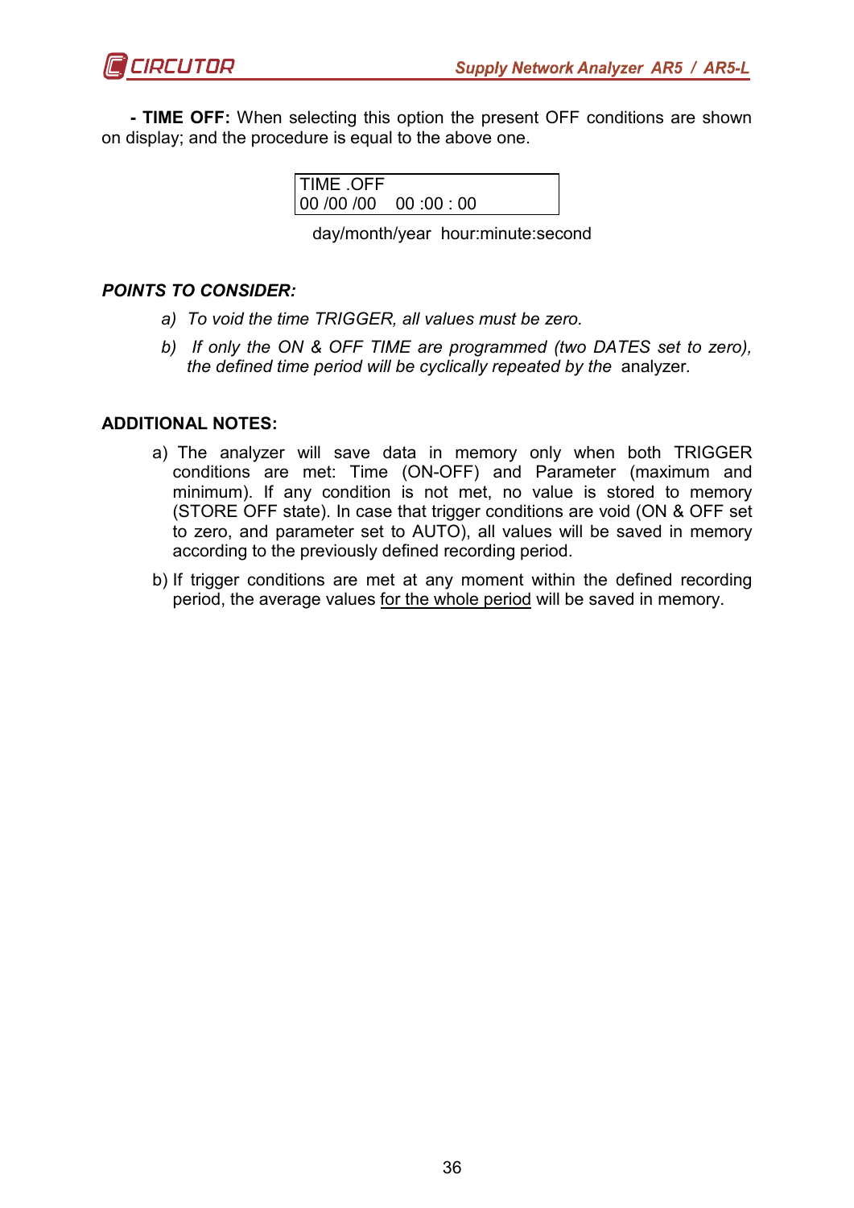**- TIME OFF:** When selecting this option the present OFF conditions are shown on display; and the procedure is equal to the above one.

```
TIME .OFF
00 /00 /00    00 :00 : 00
```

day/month/year  hour:minute:second

***POINTS TO CONSIDER:***

*a) To void the time TRIGGER, all values must be zero.*

*b) If only the ON & OFF TIME are programmed (two DATES set to zero), the defined time period will be cyclically repeated by the* analyzer.

**ADDITIONAL NOTES:**

a) The analyzer will save data in memory only when both TRIGGER conditions are met: Time (ON-OFF) and Parameter (maximum and minimum). If any condition is not met, no value is stored to memory (STORE OFF state). In case that trigger conditions are void (ON & OFF set to zero, and parameter set to AUTO), all values will be saved in memory according to the previously defined recording period.

b) If trigger conditions are met at any moment within the defined recording period, the average values <u>for the whole period</u> will be saved in memory.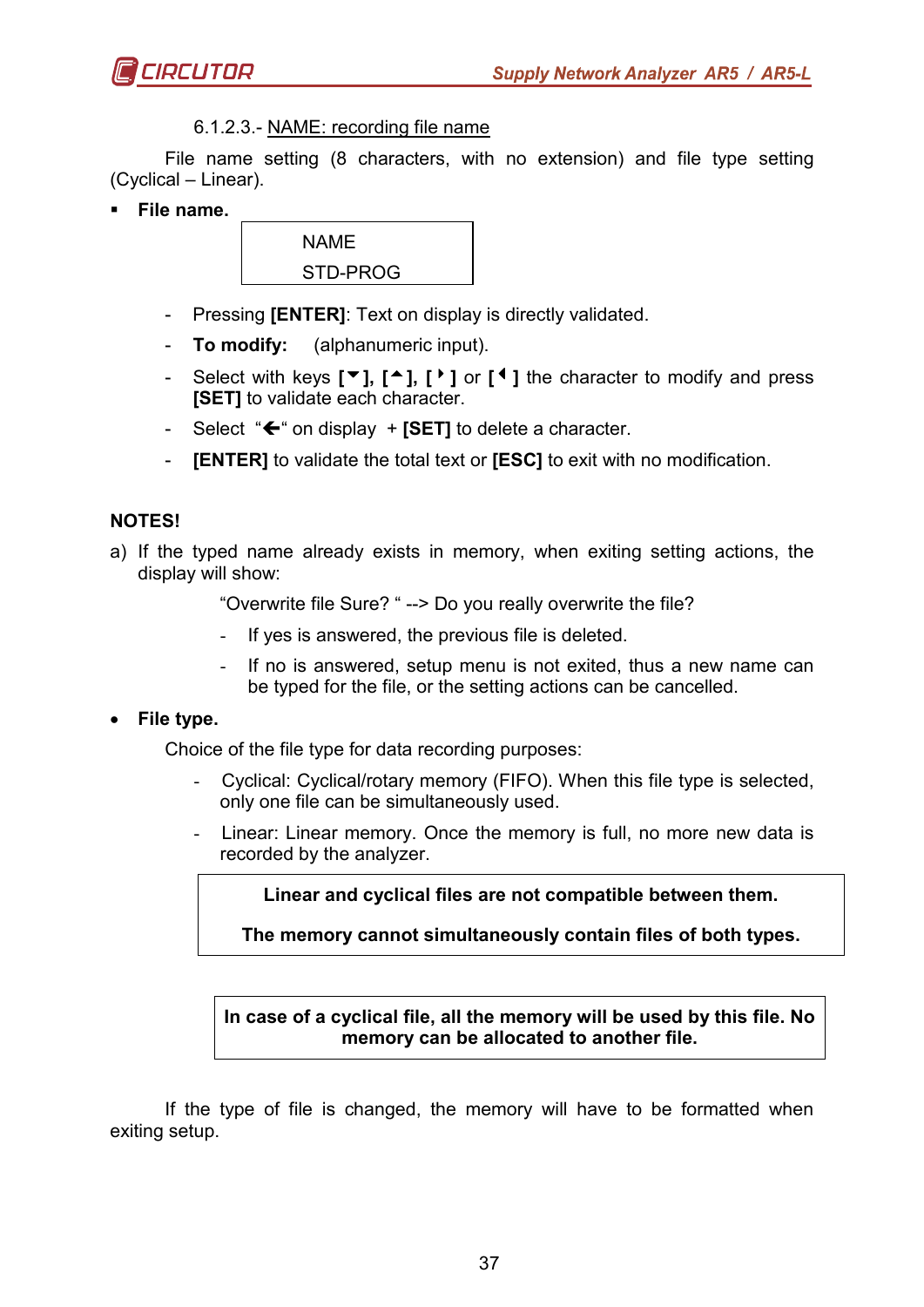6.1.2.3.- NAME: recording file name

File name setting (8 characters, with no extension) and file type setting (Cyclical – Linear).

- **File name.**

| NAME |
|---|
| STD-PROG |

- Pressing **[ENTER]**: Text on display is directly validated.
- **To modify:** (alphanumeric input).
- Select with keys **[▼], [▲], [▶]** or **[◀]** the character to modify and press **[SET]** to validate each character.
- Select "🡐" on display + **[SET]** to delete a character.
- **[ENTER]** to validate the total text or **[ESC]** to exit with no modification.

**NOTES!**

a) If the typed name already exists in memory, when exiting setting actions, the display will show:

"Overwrite file Sure? " --> Do you really overwrite the file?

- If yes is answered, the previous file is deleted.
- If no is answered, setup menu is not exited, thus a new name can be typed for the file, or the setting actions can be cancelled.

- **File type.**

Choice of the file type for data recording purposes:

- Cyclical: Cyclical/rotary memory (FIFO). When this file type is selected, only one file can be simultaneously used.
- Linear: Linear memory. Once the memory is full, no more new data is recorded by the analyzer.

> **Linear and cyclical files are not compatible between them.**
>
> **The memory cannot simultaneously contain files of both types.**

> **In case of a cyclical file, all the memory will be used by this file. No memory can be allocated to another file.**

If the type of file is changed, the memory will have to be formatted when exiting setup.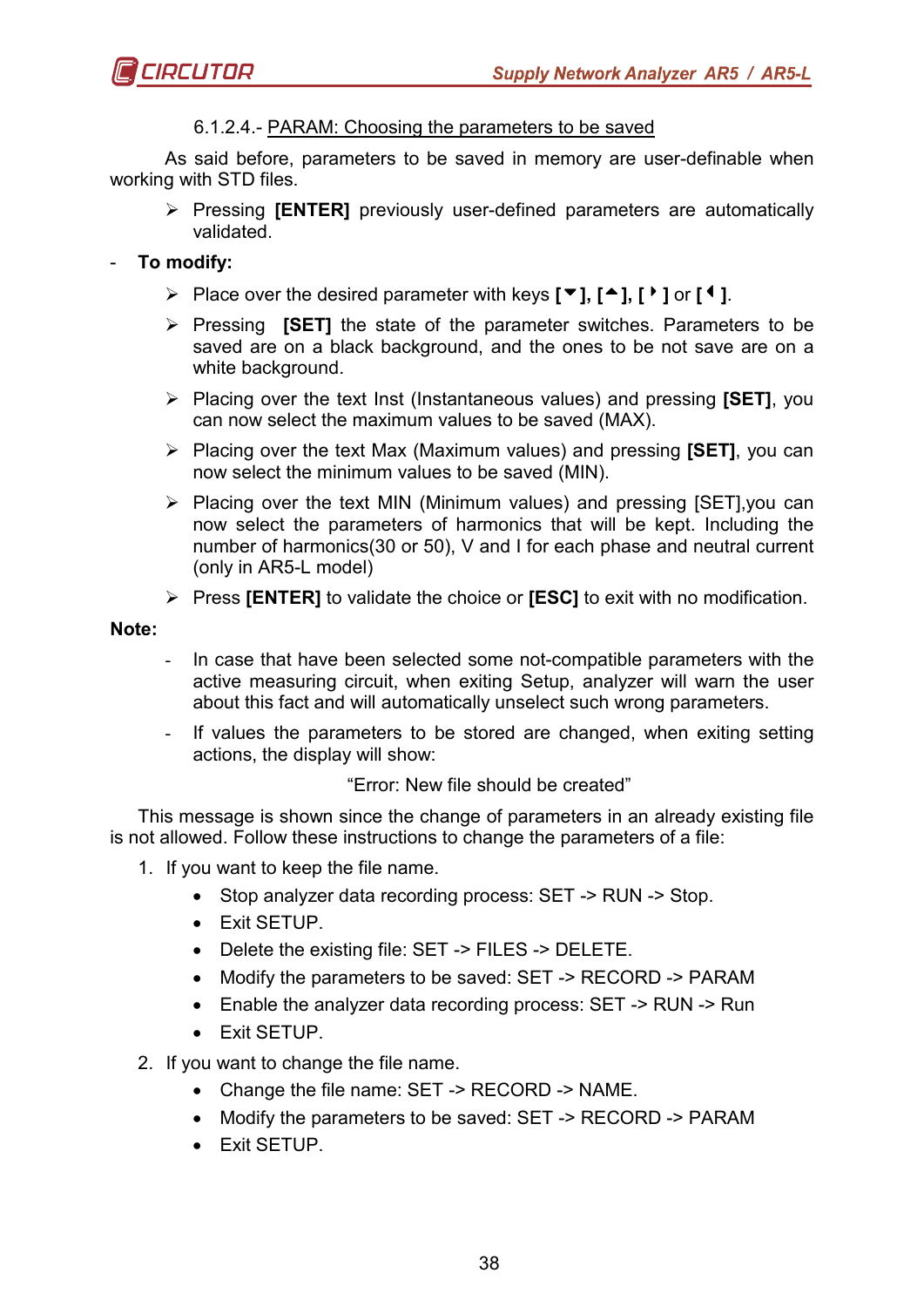#### 6.1.2.4.- PARAM: Choosing the parameters to be saved

As said before, parameters to be saved in memory are user-definable when working with STD files.

- Pressing **[ENTER]** previously user-defined parameters are automatically validated.

- **To modify:**
  - Place over the desired parameter with keys **[▼], [▲], [▶] or [◀]**.
  - Pressing **[SET]** the state of the parameter switches. Parameters to be saved are on a black background, and the ones to be not save are on a white background.
  - Placing over the text Inst (Instantaneous values) and pressing **[SET]**, you can now select the maximum values to be saved (MAX).
  - Placing over the text Max (Maximum values) and pressing **[SET]**, you can now select the minimum values to be saved (MIN).
  - Placing over the text MIN (Minimum values) and pressing [SET],you can now select the parameters of harmonics that will be kept. Including the number of harmonics(30 or 50), V and I for each phase and neutral current (only in AR5-L model)
  - Press **[ENTER]** to validate the choice or **[ESC]** to exit with no modification.

**Note:**

- In case that have been selected some not-compatible parameters with the active measuring circuit, when exiting Setup, analyzer will warn the user about this fact and will automatically unselect such wrong parameters.
- If values the parameters to be stored are changed, when exiting setting actions, the display will show:

"Error: New file should be created"

This message is shown since the change of parameters in an already existing file is not allowed. Follow these instructions to change the parameters of a file:

1. If you want to keep the file name.
   - Stop analyzer data recording process: SET -> RUN -> Stop.
   - Exit SETUP.
   - Delete the existing file: SET -> FILES -> DELETE.
   - Modify the parameters to be saved: SET -> RECORD -> PARAM
   - Enable the analyzer data recording process: SET -> RUN -> Run
   - Exit SETUP.
2. If you want to change the file name.
   - Change the file name: SET -> RECORD -> NAME.
   - Modify the parameters to be saved: SET -> RECORD -> PARAM
   - Exit SETUP.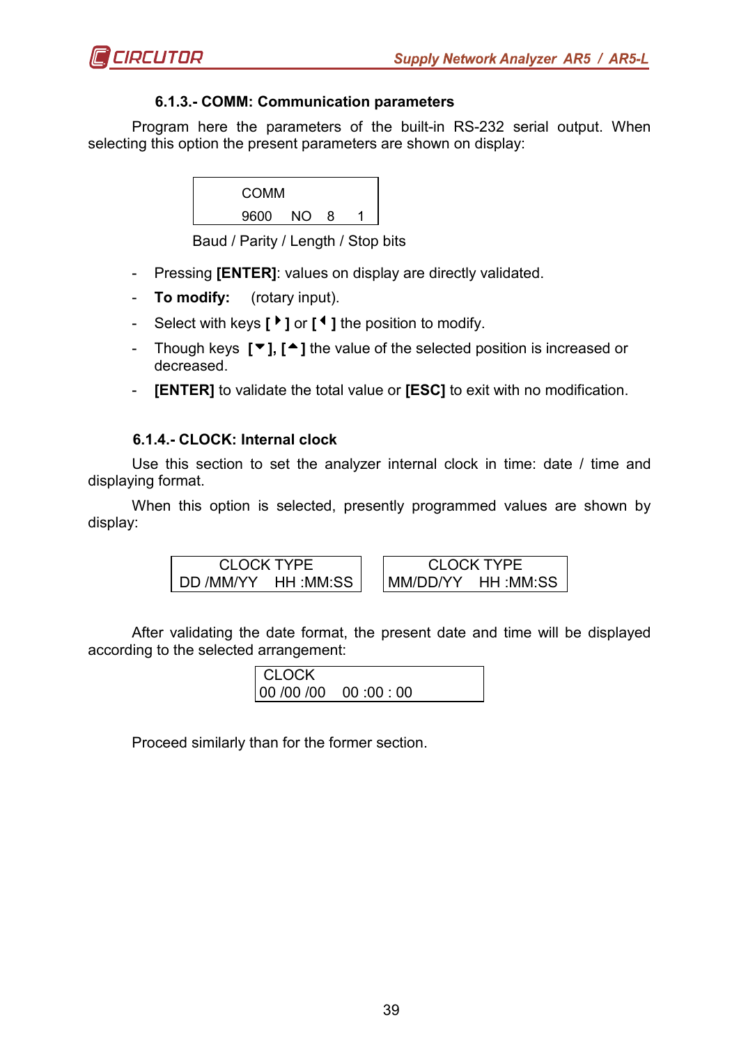### 6.1.3.- COMM: Communication parameters

Program here the parameters of the built-in RS-232 serial output. When selecting this option the present parameters are shown on display:

```
COMM
9600   NO   8    1
```

Baud / Parity / Length / Stop bits

- Pressing **[ENTER]**: values on display are directly validated.
- **To modify:** (rotary input).
- Select with keys **[ ▸ ]** or **[ ◂ ]** the position to modify.
- Though keys **[▾], [▴]** the value of the selected position is increased or decreased.
- **[ENTER]** to validate the total value or **[ESC]** to exit with no modification.

### 6.1.4.- CLOCK: Internal clock

Use this section to set the analyzer internal clock in time: date / time and displaying format.

When this option is selected, presently programmed values are shown by display:

```
CLOCK TYPE
DD /MM/YY   HH :MM:SS
```

```
CLOCK TYPE
MM/DD/YY   HH :MM:SS
```

After validating the date format, the present date and time will be displayed according to the selected arrangement:

```
CLOCK
00 /00 /00   00 :00 : 00
```

Proceed similarly than for the former section.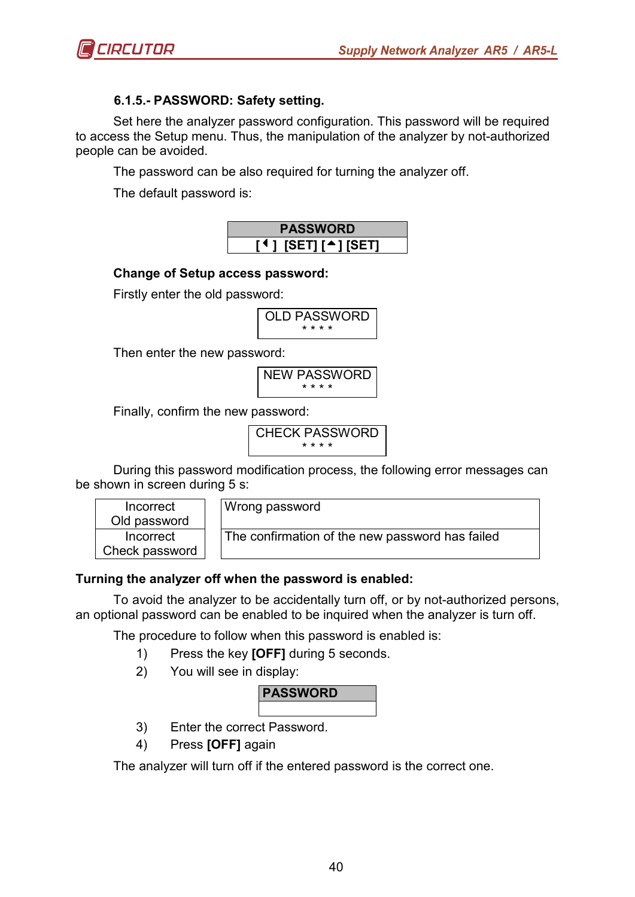### 6.1.5.- PASSWORD: Safety setting.

Set here the analyzer password configuration. This password will be required to access the Setup menu. Thus, the manipulation of the analyzer by not-authorized people can be avoided.

The password can be also required for turning the analyzer off.

The default password is:

| PASSWORD |
| --- |
| **[◄] [SET] [▲] [SET]** |

**Change of Setup access password:**

Firstly enter the old password:

| OLD PASSWORD |
| --- |
| * * * * |

Then enter the new password:

| NEW PASSWORD |
| --- |
| * * * * |

Finally, confirm the new password:

| CHECK PASSWORD |
| --- |
| * * * * |

During this password modification process, the following error messages can be shown in screen during 5 s:

| | |
| --- | --- |
| Incorrect Old password | Wrong password |
| Incorrect Check password | The confirmation of the new password has failed |

**Turning the analyzer off when the password is enabled:**

To avoid the analyzer to be accidentally turn off, or by not-authorized persons, an optional password can be enabled to be inquired when the analyzer is turn off.

The procedure to follow when this password is enabled is:

1) Press the key **[OFF]** during 5 seconds.
2) You will see in display:

| PASSWORD |
| --- |
| |

3) Enter the correct Password.
4) Press **[OFF]** again

The analyzer will turn off if the entered password is the correct one.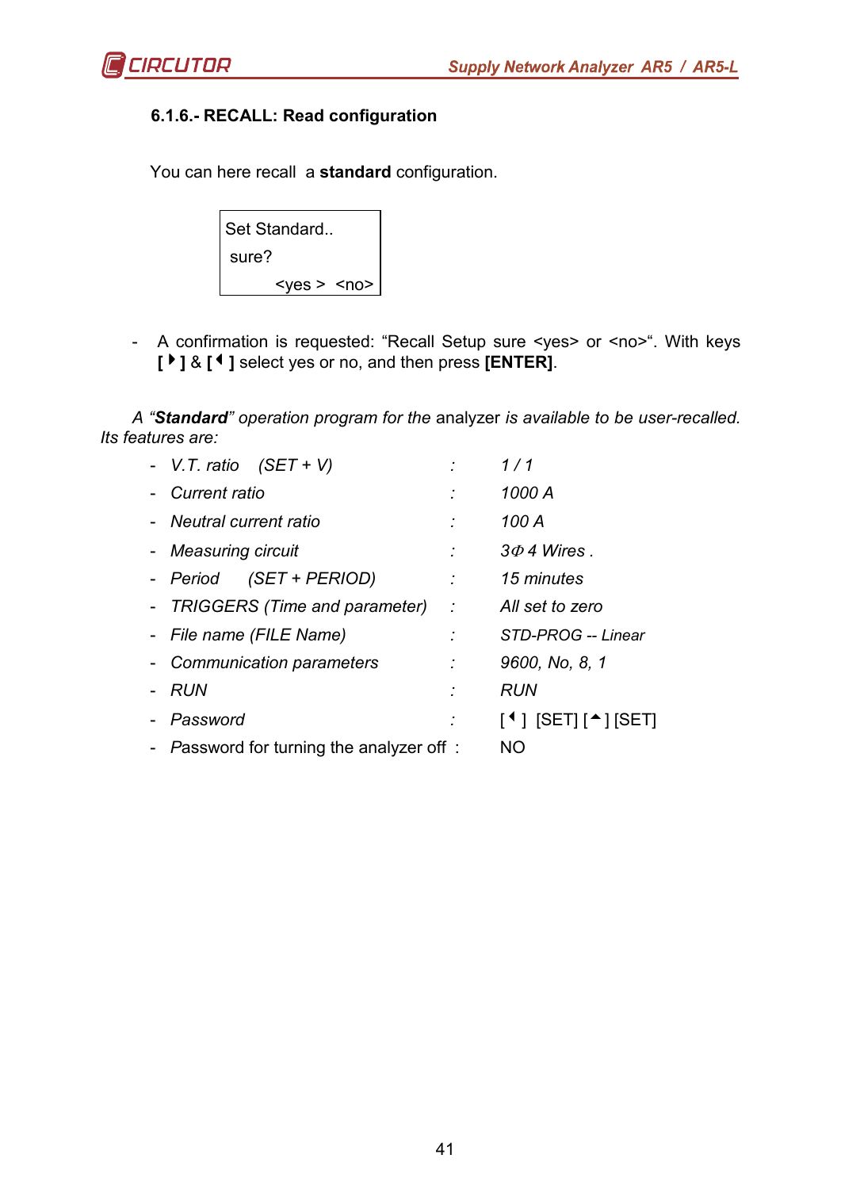### 6.1.6.- RECALL: Read configuration

You can here recall a **standard** configuration.

```
Set Standard..
 sure?
          <yes >  <no>
```

- A confirmation is requested: “Recall Setup sure <yes> or <no>“. With keys **[ ▸ ]** & **[ ◂ ]** select yes or no, and then press **[ENTER]**.

*A “**Standard**” operation program for the* analyzer *is available to be user-recalled. Its features are:*

- *V.T. ratio (SET + V)* : *1 / 1*
- *Current ratio* : *1000 A*
- *Neutral current ratio* : *100 A*
- *Measuring circuit* : *3Φ 4 Wires .*
- *Period (SET + PERIOD)* : *15 minutes*
- *TRIGGERS (Time and parameter)* : *All set to zero*
- *File name (FILE Name)* : *STD-PROG -- Linear*
- *Communication parameters* : *9600, No, 8, 1*
- *RUN* : *RUN*
- *Password* : [ ◂ ] [SET] [ ▴ ] [SET]
- Password for turning the analyzer off : NO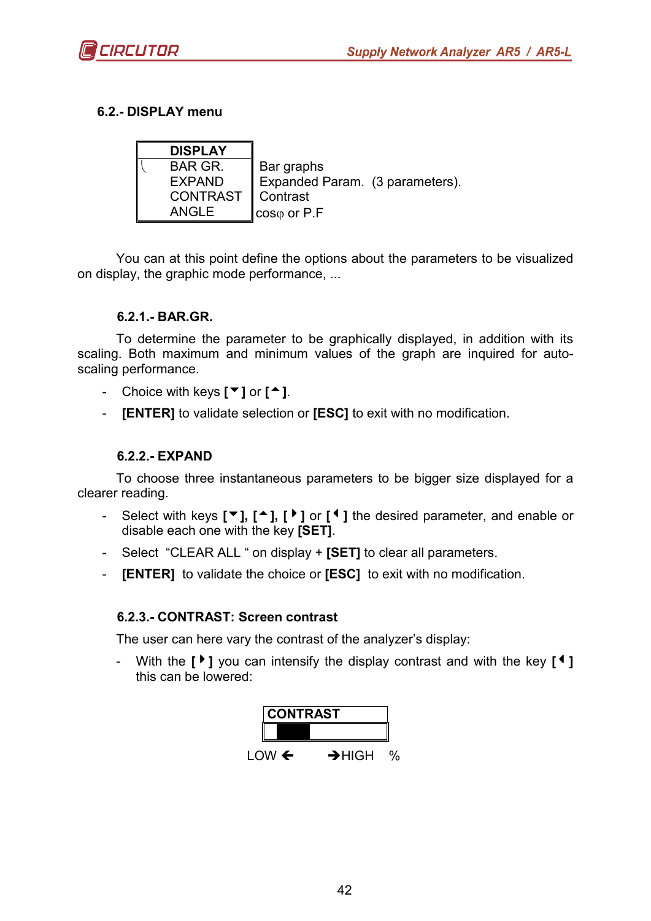### 6.2.- DISPLAY menu

| DISPLAY | |
|---|---|
| BAR GR. | Bar graphs |
| EXPAND | Expanded Param. (3 parameters). |
| CONTRAST | Contrast |
| ANGLE | cosφ or P.F |

You can at this point define the options about the parameters to be visualized on display, the graphic mode performance, ...

#### 6.2.1.- BAR.GR.

To determine the parameter to be graphically displayed, in addition with its scaling. Both maximum and minimum values of the graph are inquired for auto-scaling performance.

- Choice with keys **[▼]** or **[▲]**.
- **[ENTER]** to validate selection or **[ESC]** to exit with no modification.

#### 6.2.2.- EXPAND

To choose three instantaneous parameters to be bigger size displayed for a clearer reading.

- Select with keys **[▼]**, **[▲]**, **[▶]** or **[◀]** the desired parameter, and enable or disable each one with the key **[SET]**.
- Select "CLEAR ALL " on display + **[SET]** to clear all parameters.
- **[ENTER]** to validate the choice or **[ESC]** to exit with no modification.

#### 6.2.3.- CONTRAST: Screen contrast

The user can here vary the contrast of the analyzer's display:

- With the **[▶]** you can intensify the display contrast and with the key **[◀]** this can be lowered:

**CONTRAST**

LOW ← → HIGH %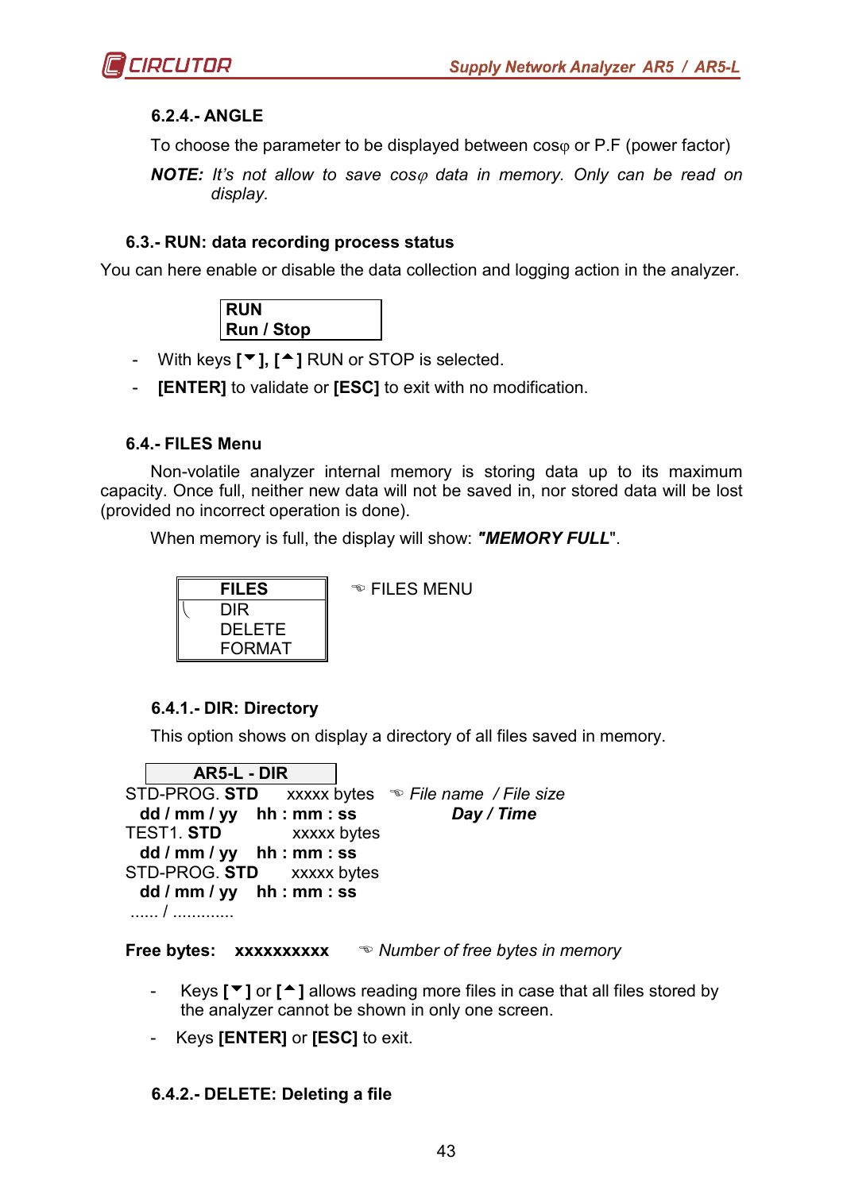#### 6.2.4.- ANGLE

To choose the parameter to be displayed between cosφ or P.F (power factor)

***NOTE:*** *It's not allow to save cosφ data in memory. Only can be read on display.*

### 6.3.- RUN: data recording process status

You can here enable or disable the data collection and logging action in the analyzer.

| **RUN** |
|---|
| **Run / Stop** |

- With keys **[▼], [▲]** RUN or STOP is selected.
- **[ENTER]** to validate or **[ESC]** to exit with no modification.

### 6.4.- FILES Menu

Non-volatile analyzer internal memory is storing data up to its maximum capacity. Once full, neither new data will not be saved in, nor stored data will be lost (provided no incorrect operation is done).

When memory is full, the display will show: ***"MEMORY FULL"***.

| **FILES** |
|---|
| DIR |
| DELETE |
| FORMAT |

☜ FILES MENU

#### 6.4.1.- DIR: Directory

This option shows on display a directory of all files saved in memory.

| **AR5-L - DIR** | | |
|---|---|---|
| STD-PROG. **STD** | xxxxx bytes | ☜ *File name / File size* |
| **dd / mm / yy** | **hh : mm : ss** | ***Day / Time*** |
| TEST1. **STD** | xxxxx bytes | |
| **dd / mm / yy** | **hh : mm : ss** | |
| STD-PROG. **STD** | xxxxx bytes | |
| **dd / mm / yy** | **hh : mm : ss** | |
| ...... / ............ | | |

**Free bytes: xxxxxxxxxx** ☜ *Number of free bytes in memory*

- Keys **[▼]** or **[▲]** allows reading more files in case that all files stored by the analyzer cannot be shown in only one screen.
- Keys **[ENTER]** or **[ESC]** to exit.

#### 6.4.2.- DELETE: Deleting a file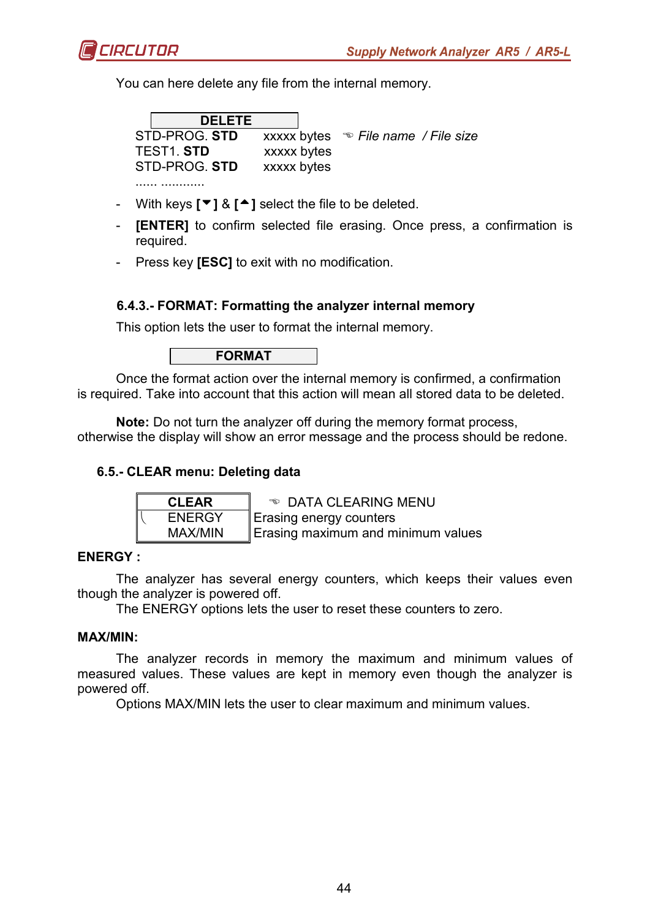You can here delete any file from the internal memory.

| DELETE | | |
|---|---|---|
| STD-PROG. **STD** | xxxxx bytes | ☜ *File name / File size* |
| TEST1. **STD** | xxxxx bytes | |
| STD-PROG. **STD** | xxxxx bytes | |
| ...... ............ | | |

- With keys **[▼]** & **[▲]** select the file to be deleted.
- **[ENTER]** to confirm selected file erasing. Once press, a confirmation is required.
- Press key **[ESC]** to exit with no modification.

### 6.4.3.- FORMAT: Formatting the analyzer internal memory

This option lets the user to format the internal memory.

| FORMAT |
|---|

Once the format action over the internal memory is confirmed, a confirmation is required. Take into account that this action will mean all stored data to be deleted.

**Note:** Do not turn the analyzer off during the memory format process, otherwise the display will show an error message and the process should be redone.

## 6.5.- CLEAR menu: Deleting data

| CLEAR | ☜ DATA CLEARING MENU |
|---|---|
| ENERGY | Erasing energy counters |
| MAX/MIN | Erasing maximum and minimum values |

**ENERGY :**

The analyzer has several energy counters, which keeps their values even though the analyzer is powered off.

The ENERGY options lets the user to reset these counters to zero.

**MAX/MIN:**

The analyzer records in memory the maximum and minimum values of measured values. These values are kept in memory even though the analyzer is powered off.

Options MAX/MIN lets the user to clear maximum and minimum values.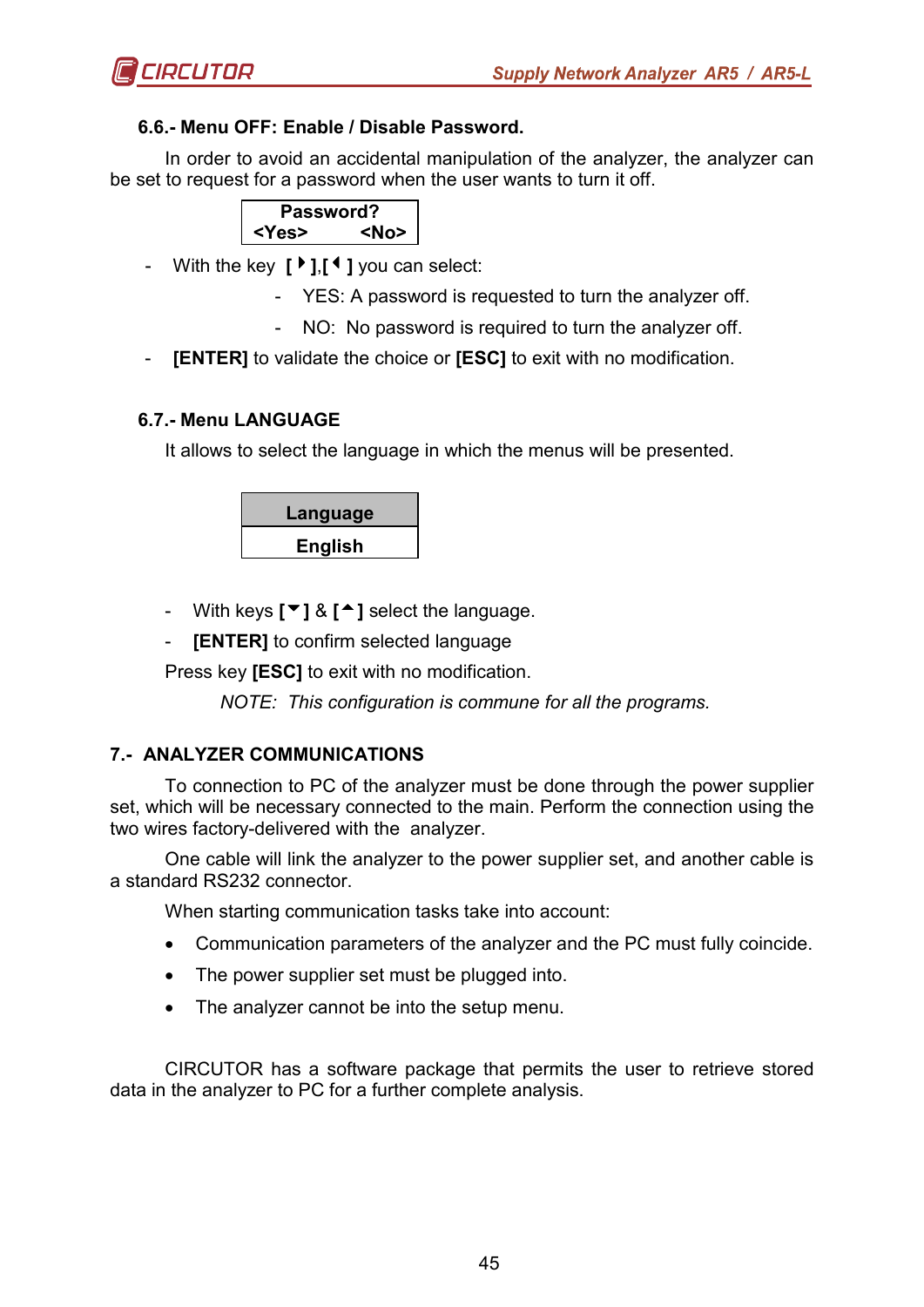### 6.6.- Menu OFF: Enable / Disable Password.

In order to avoid an accidental manipulation of the analyzer, the analyzer can be set to request for a password when the user wants to turn it off.

| Password? |
|---|
| <Yes> <No> |

- With the key **[ ▶ ]**,**[ ◀ ]** you can select:
  - YES: A password is requested to turn the analyzer off.
  - NO: No password is required to turn the analyzer off.
- **[ENTER]** to validate the choice or **[ESC]** to exit with no modification.

### 6.7.- Menu LANGUAGE

It allows to select the language in which the menus will be presented.

| Language |
|---|
| English |

- With keys **[ ▼ ]** & **[ ▲ ]** select the language.
- **[ENTER]** to confirm selected language

Press key **[ESC]** to exit with no modification.

*NOTE: This configuration is commune for all the programs.*

## 7.- ANALYZER COMMUNICATIONS

To connection to PC of the analyzer must be done through the power supplier set, which will be necessary connected to the main. Perform the connection using the two wires factory-delivered with the analyzer.

One cable will link the analyzer to the power supplier set, and another cable is a standard RS232 connector.

When starting communication tasks take into account:

- Communication parameters of the analyzer and the PC must fully coincide.
- The power supplier set must be plugged into.
- The analyzer cannot be into the setup menu.

CIRCUTOR has a software package that permits the user to retrieve stored data in the analyzer to PC for a further complete analysis.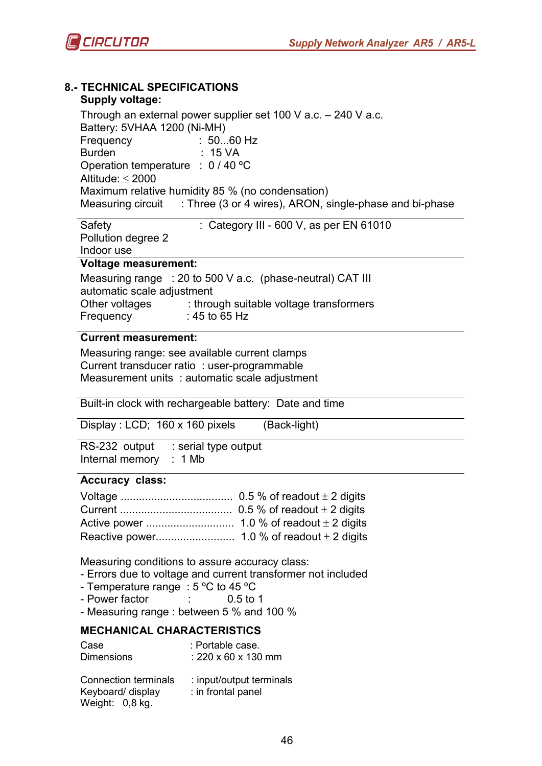## 8.- TECHNICAL SPECIFICATIONS

**Supply voltage:**

Through an external power supplier set 100 V a.c. – 240 V a.c.
Battery: 5VHAA 1200 (Ni-MH)
Frequency : 50...60 Hz
Burden : 15 VA
Operation temperature : 0 / 40 ºC
Altitude: ≤ 2000
Maximum relative humidity 85 % (no condensation)
Measuring circuit : Three (3 or 4 wires), ARON, single-phase and bi-phase

---

Safety : Category III - 600 V, as per EN 61010
Pollution degree 2
Indoor use

---

**Voltage measurement:**

Measuring range : 20 to 500 V a.c. (phase-neutral) CAT III
automatic scale adjustment
Other voltages : through suitable voltage transformers
Frequency : 45 to 65 Hz

---

**Current measurement:**

Measuring range: see available current clamps
Current transducer ratio : user-programmable
Measurement units : automatic scale adjustment

---

Built-in clock with rechargeable battery: Date and time

---

Display : LCD; 160 x 160 pixels (Back-light)

---

RS-232 output : serial type output
Internal memory : 1 Mb

---

**Accuracy class:**

Voltage .................................... 0.5 % of readout ± 2 digits
Current .................................... 0.5 % of readout ± 2 digits
Active power ............................ 1.0 % of readout ± 2 digits
Reactive power.......................... 1.0 % of readout ± 2 digits

Measuring conditions to assure accuracy class:
- Errors due to voltage and current transformer not included
- Temperature range : 5 ºC to 45 ºC
- Power factor : 0.5 to 1
- Measuring range : between 5 % and 100 %

**MECHANICAL CHARACTERISTICS**

Case : Portable case.
Dimensions : 220 x 60 x 130 mm

Connection terminals : input/output terminals
Keyboard/ display : in frontal panel
Weight: 0,8 kg.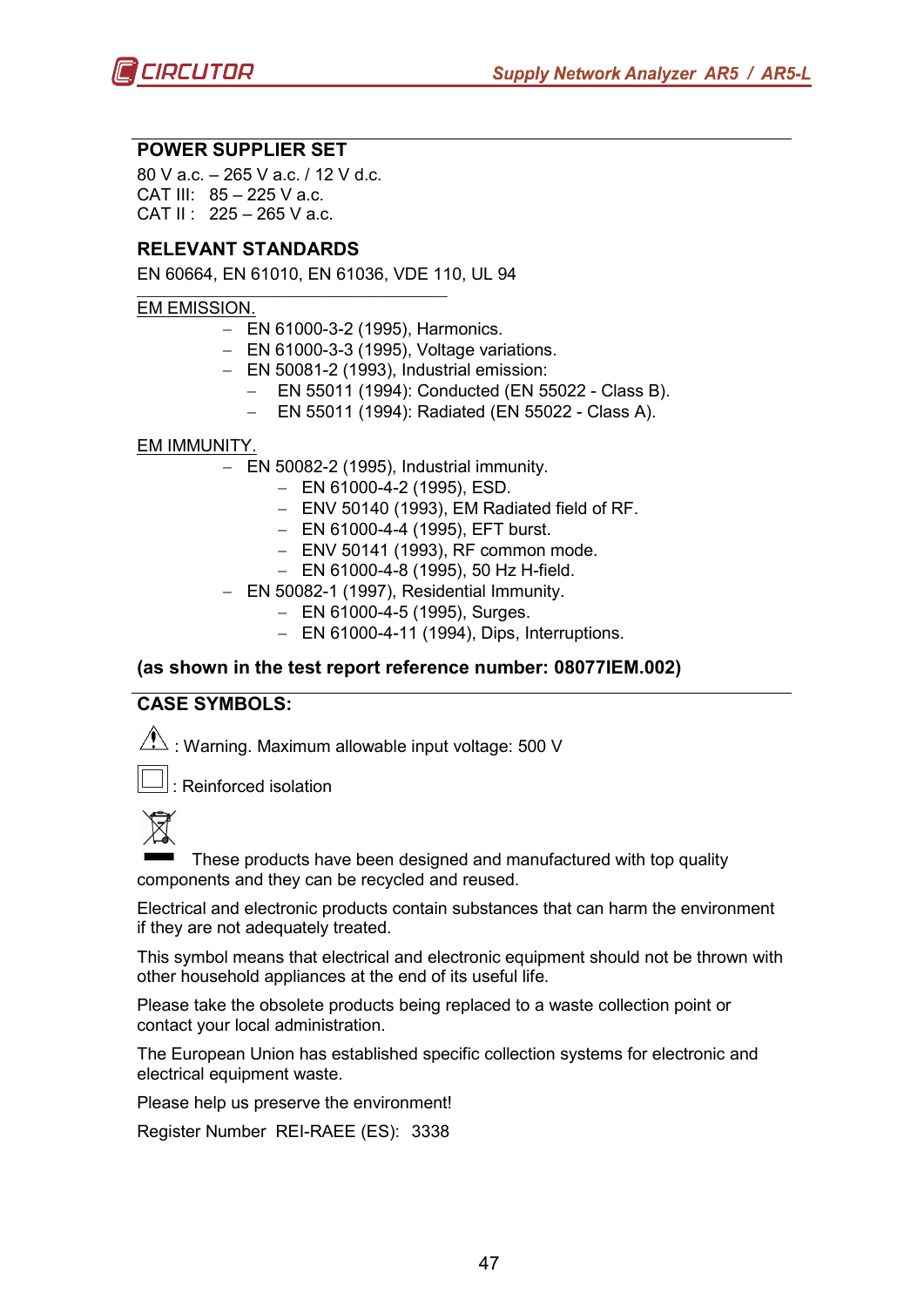## POWER SUPPLIER SET

80 V a.c. – 265 V a.c. / 12 V d.c.
CAT III: 85 – 225 V a.c.
CAT II : 225 – 265 V a.c.

## RELEVANT STANDARDS

EN 60664, EN 61010, EN 61036, VDE 110, UL 94

EM EMISSION.

- EN 61000-3-2 (1995), Harmonics.
- EN 61000-3-3 (1995), Voltage variations.
- EN 50081-2 (1993), Industrial emission:
  - EN 55011 (1994): Conducted (EN 55022 - Class B).
  - EN 55011 (1994): Radiated (EN 55022 - Class A).

EM IMMUNITY.

- EN 50082-2 (1995), Industrial immunity.
  - EN 61000-4-2 (1995), ESD.
  - ENV 50140 (1993), EM Radiated field of RF.
  - EN 61000-4-4 (1995), EFT burst.
  - ENV 50141 (1993), RF common mode.
  - EN 61000-4-8 (1995), 50 Hz H-field.
- EN 50082-1 (1997), Residential Immunity.
  - EN 61000-4-5 (1995), Surges.
  - EN 61000-4-11 (1994), Dips, Interruptions.

**(as shown in the test report reference number: 08077IEM.002)**

## CASE SYMBOLS:

: Warning. Maximum allowable input voltage: 500 V

: Reinforced isolation

These products have been designed and manufactured with top quality components and they can be recycled and reused.

Electrical and electronic products contain substances that can harm the environment if they are not adequately treated.

This symbol means that electrical and electronic equipment should not be thrown with other household appliances at the end of its useful life.

Please take the obsolete products being replaced to a waste collection point or contact your local administration.

The European Union has established specific collection systems for electronic and electrical equipment waste.

Please help us preserve the environment!

Register Number REI-RAEE (ES): 3338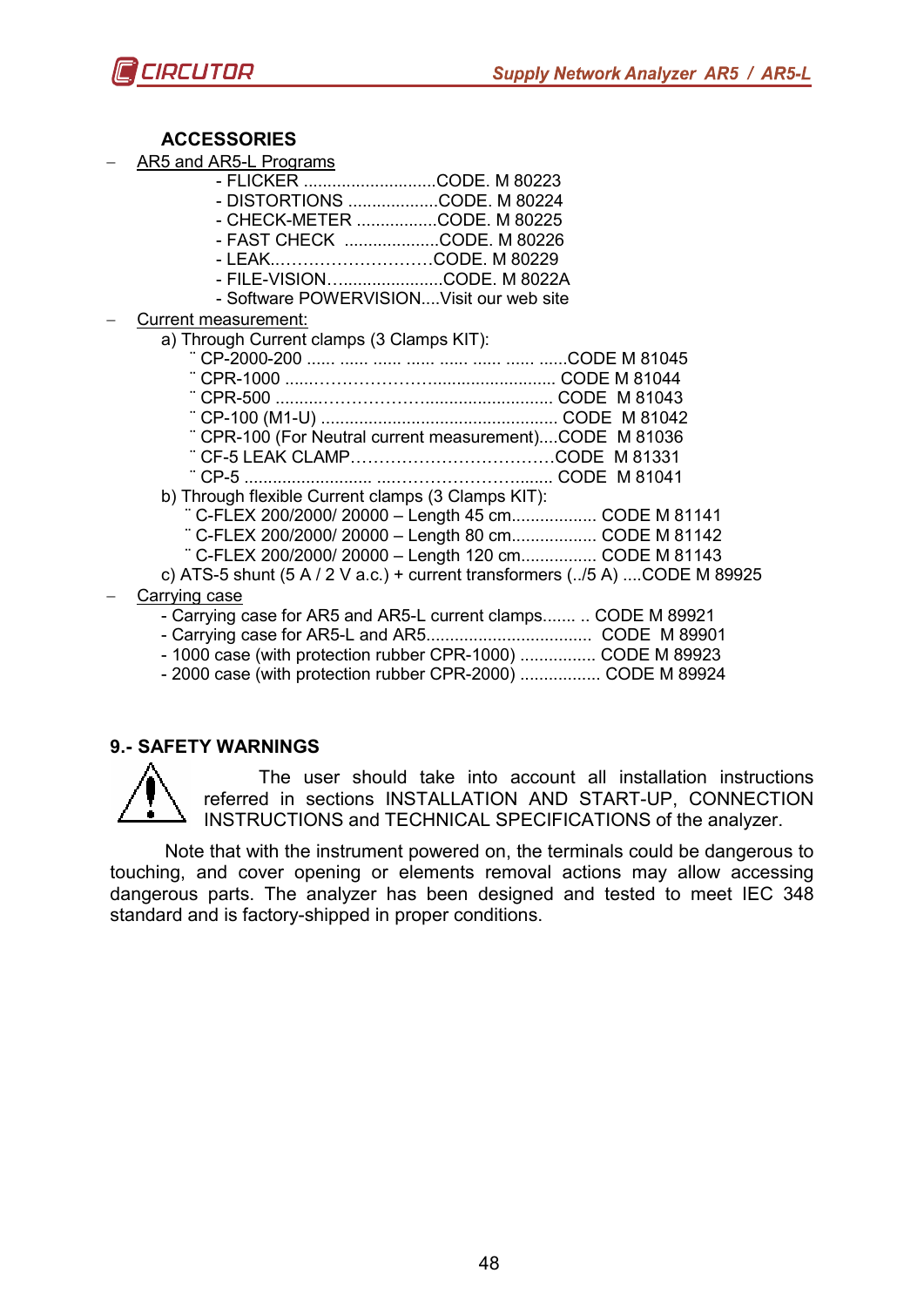## ACCESSORIES

- <u>AR5 and AR5-L Programs</u>
  - FLICKER ............................CODE. M 80223
  - DISTORTIONS ...................CODE. M 80224
  - CHECK-METER .................CODE. M 80225
  - FAST CHECK ....................CODE. M 80226
  - LEAK..……….………………CODE. M 80229
  - FILE-VISION…....................CODE. M 8022A
  - Software POWERVISION....Visit our web site
- <u>Current measurement:</u>

  a) Through Current clamps (3 Clamps KIT):

  ¨ CP-2000-200 ...... ...... ...... ...... ...... ...... ...... ......CODE M 81045

  ¨ CPR-1000 ......………………......................... CODE M 81044

  ¨ CPR-500 .........……………….......................... CODE M 81043

  ¨ CP-100 (M1-U) .................................................. CODE M 81042

  ¨ CPR-100 (For Neutral current measurement)....CODE M 81036

  ¨ CF-5 LEAK CLAMP………………………………CODE M 81331

  ¨ CP-5 .......................... ....…………………........ CODE M 81041

  b) Through flexible Current clamps (3 Clamps KIT):

  ¨ C-FLEX 200/2000/ 20000 – Length 45 cm.................. CODE M 81141

  ¨ C-FLEX 200/2000/ 20000 – Length 80 cm.................. CODE M 81142

  ¨ C-FLEX 200/2000/ 20000 – Length 120 cm................ CODE M 81143

  c) ATS-5 shunt (5 A / 2 V a.c.) + current transformers (../5 A) ....CODE M 89925
- <u>Carrying case</u>
  - Carrying case for AR5 and AR5-L current clamps....... .. CODE M 89921
  - Carrying case for AR5-L and AR5.................................. CODE M 89901
  - 1000 case (with protection rubber CPR-1000) ................ CODE M 89923
  - 2000 case (with protection rubber CPR-2000) ................. CODE M 89924

## 9.- SAFETY WARNINGS

The user should take into account all installation instructions referred in sections INSTALLATION AND START-UP, CONNECTION INSTRUCTIONS and TECHNICAL SPECIFICATIONS of the analyzer.

Note that with the instrument powered on, the terminals could be dangerous to touching, and cover opening or elements removal actions may allow accessing dangerous parts. The analyzer has been designed and tested to meet IEC 348 standard and is factory-shipped in proper conditions.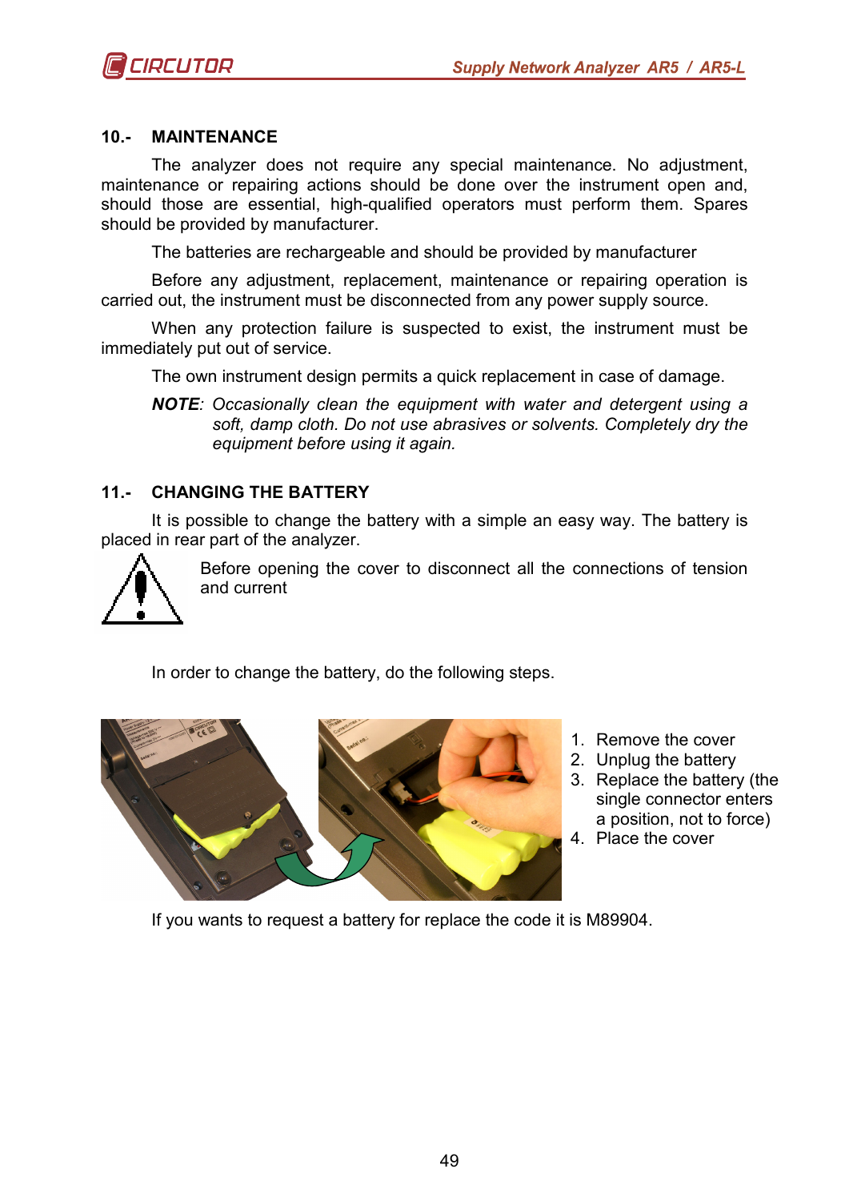## 10.- MAINTENANCE

The analyzer does not require any special maintenance. No adjustment, maintenance or repairing actions should be done over the instrument open and, should those are essential, high-qualified operators must perform them. Spares should be provided by manufacturer.

The batteries are rechargeable and should be provided by manufacturer

Before any adjustment, replacement, maintenance or repairing operation is carried out, the instrument must be disconnected from any power supply source.

When any protection failure is suspected to exist, the instrument must be immediately put out of service.

The own instrument design permits a quick replacement in case of damage.

***NOTE**: Occasionally clean the equipment with water and detergent using a soft, damp cloth. Do not use abrasives or solvents. Completely dry the equipment before using it again.*

## 11.- CHANGING THE BATTERY

It is possible to change the battery with a simple an easy way. The battery is placed in rear part of the analyzer.

Before opening the cover to disconnect all the connections of tension and current

In order to change the battery, do the following steps.

1. Remove the cover
2. Unplug the battery
3. Replace the battery (the single connector enters a position, not to force)
4. Place the cover

If you wants to request a battery for replace the code it is M89904.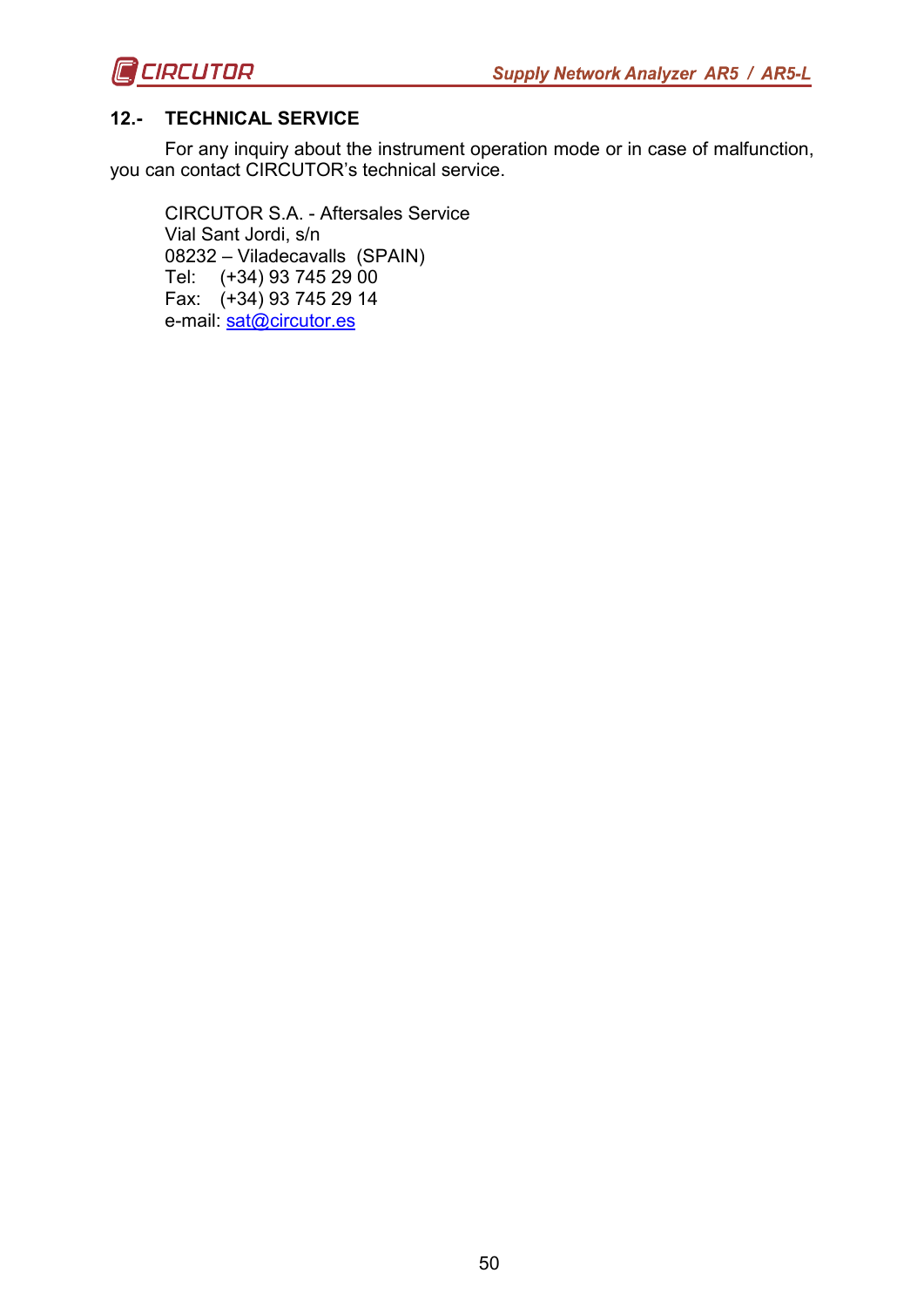## 12.- TECHNICAL SERVICE

For any inquiry about the instrument operation mode or in case of malfunction, you can contact CIRCUTOR's technical service.

CIRCUTOR S.A. - Aftersales Service  
Vial Sant Jordi, s/n  
08232 – Viladecavalls (SPAIN)  
Tel: (+34) 93 745 29 00  
Fax: (+34) 93 745 29 14  
e-mail: sat@circutor.es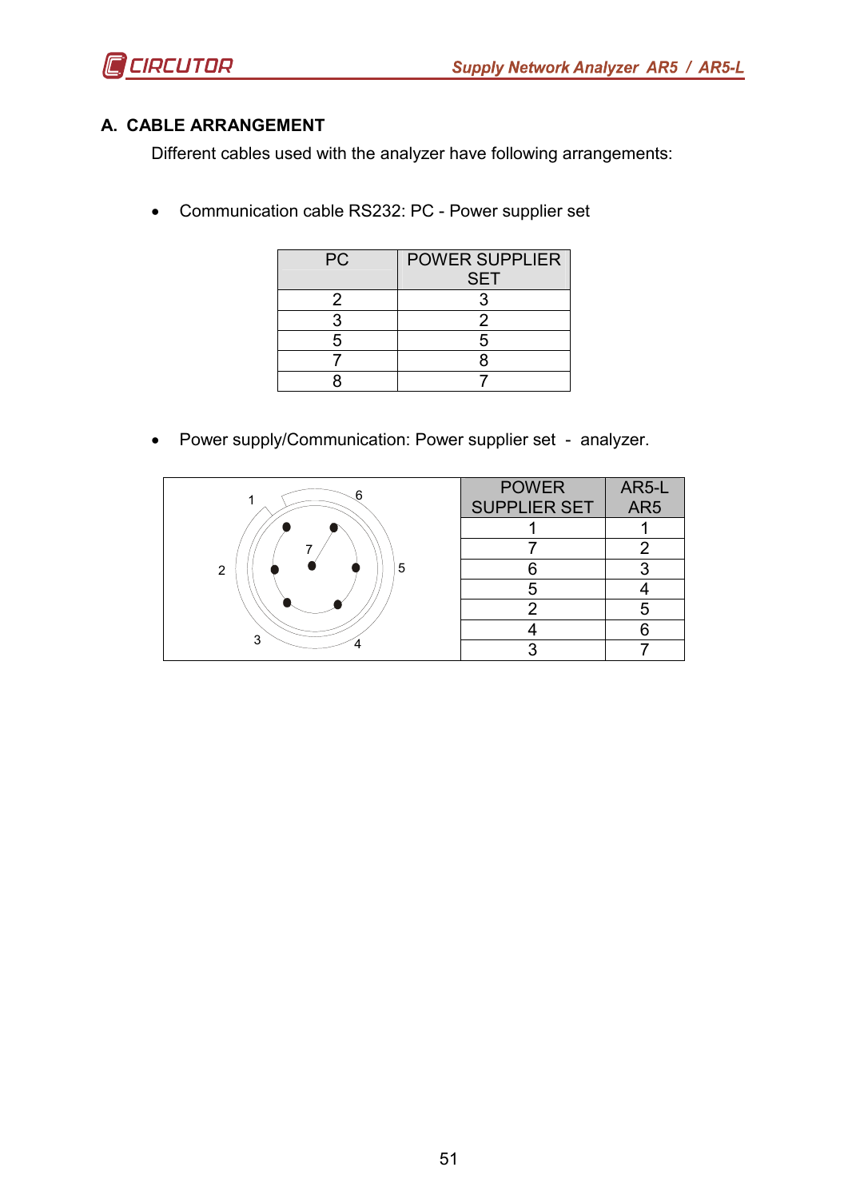## A. CABLE ARRANGEMENT

Different cables used with the analyzer have following arrangements:

- Communication cable RS232: PC - Power supplier set

| PC | POWER SUPPLIER SET |
|---|---|
| 2 | 3 |
| 3 | 2 |
| 5 | 5 |
| 7 | 8 |
| 8 | 7 |

- Power supply/Communication: Power supplier set - analyzer.

| POWER SUPPLIER SET | AR5-L AR5 |
|---|---|
| 1 | 1 |
| 7 | 2 |
| 6 | 3 |
| 5 | 4 |
| 2 | 5 |
| 4 | 6 |
| 3 | 7 |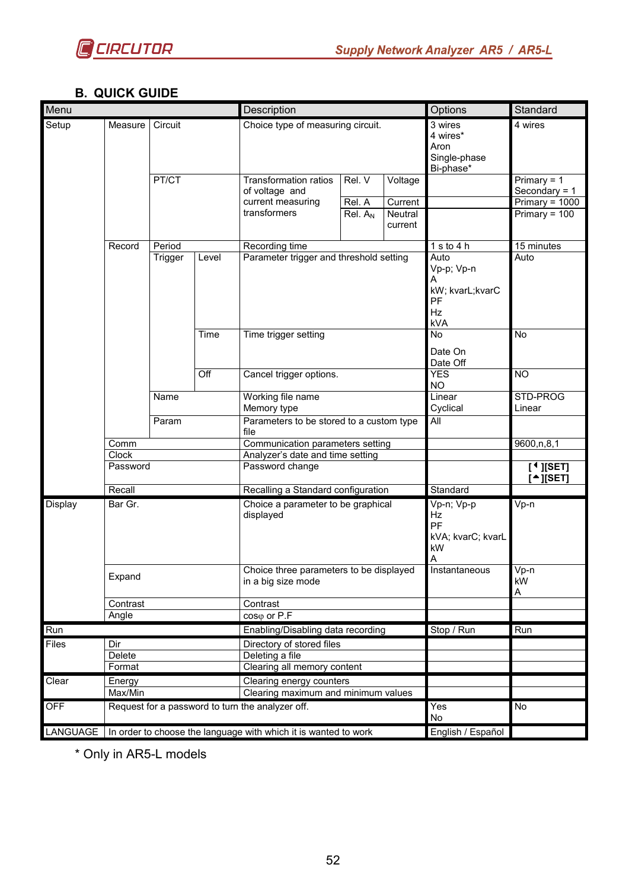## B. QUICK GUIDE

| Menu | | | | Description | | | Options | Standard |
|---|---|---|---|---|---|---|---|---|
| Setup | Measure | Circuit | | Choice type of measuring circuit. | | | 3 wires<br>4 wires*<br>Aron<br>Single-phase<br>Bi-phase* | 4 wires |
| | | PT/CT | | Transformation ratios of voltage and current measuring transformers | Rel. V | Voltage | | Primary = 1<br>Secondary = 1 |
| | | | | | Rel. A | Current | | Primary = 1000 |
| | | | | | Rel. $A_N$ | Neutral current | | Primary = 100 |
| | Record | Period | | Recording time | | | 1 s to 4 h | 15 minutes |
| | | Trigger | Level | Parameter trigger and threshold setting | | | Auto<br>Vp-p; Vp-n<br>A<br>kW; kvarL;kvarC<br>PF<br>Hz<br>kVA | Auto |
| | | | Time | Time trigger setting | | | No<br>Date On<br>Date Off | No |
| | | | Off | Cancel trigger options. | | | YES<br>NO | NO |
| | | Name | | Working file name<br>Memory type | | | Linear<br>Cyclical | STD-PROG<br>Linear |
| | | Param | | Parameters to be stored to a custom type file | | | All | |
| | Comm | | | Communication parameters setting | | | | 9600,n,8,1 |
| | Clock | | | Analyzer's date and time setting | | | | |
| | Password | | | Password change | | | | [◄][SET]<br>[▲][SET] |
| | Recall | | | Recalling a Standard configuration | | | Standard | |
| Display | Bar Gr. | | | Choice a parameter to be graphical displayed | | | Vp-n; Vp-p<br>Hz<br>PF<br>kVA; kvarC; kvarL<br>kW<br>A | Vp-n |
| | Expand | | | Choice three parameters to be displayed in a big size mode | | | Instantaneous | Vp-n<br>kW<br>A |
| | Contrast | | | Contrast | | | | |
| | Angle | | | cosφ or P.F | | | | |
| Run | | | | Enabling/Disabling data recording | | | Stop / Run | Run |
| Files | Dir | | | Directory of stored files | | | | |
| | Delete | | | Deleting a file | | | | |
| | Format | | | Clearing all memory content | | | | |
| Clear | Energy | | | Clearing energy counters | | | | |
| | Max/Min | | | Clearing maximum and minimum values | | | | |
| OFF | Request for a password to turn the analyzer off. | | | | | | Yes<br>No | No |
| LANGUAGE | In order to choose the language with which it is wanted to work | | | | | | English / Español | |

* Only in AR5-L models